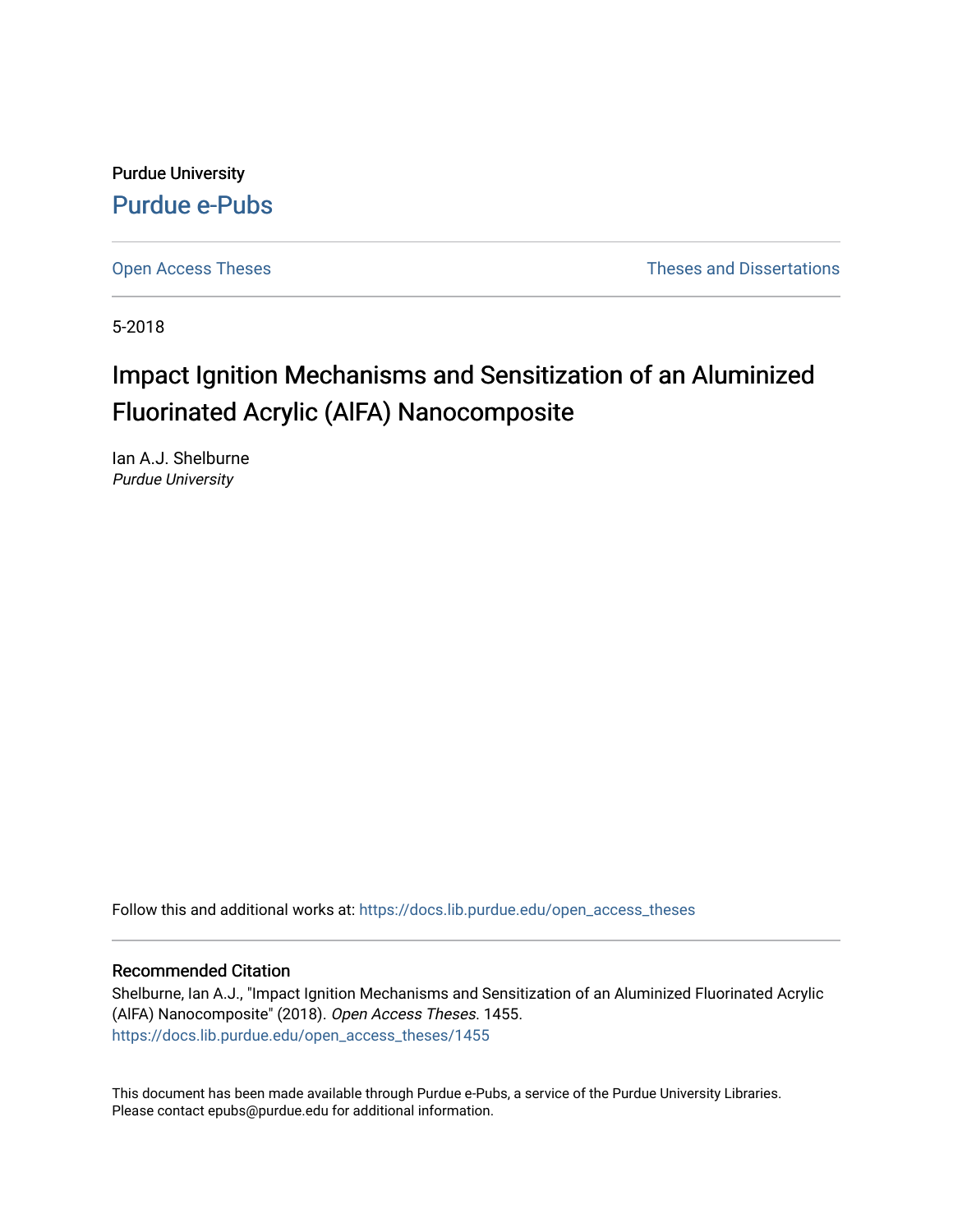Purdue University

Purdue e-Pubs

Open Access Theses

Theses and Dissertations

5-2018

# Impact Ignition Mechanisms and Sensitization of an Aluminized Fluorinated Acrylic (AlFA) Nanocomposite

Ian A.J. Shelburne
*Purdue University*

Follow this and additional works at: https://docs.lib.purdue.edu/open_access_theses

## Recommended Citation

Shelburne, Ian A.J., "Impact Ignition Mechanisms and Sensitization of an Aluminized Fluorinated Acrylic (AlFA) Nanocomposite" (2018). *Open Access Theses*. 1455.
https://docs.lib.purdue.edu/open_access_theses/1455

This document has been made available through Purdue e-Pubs, a service of the Purdue University Libraries. Please contact epubs@purdue.edu for additional information.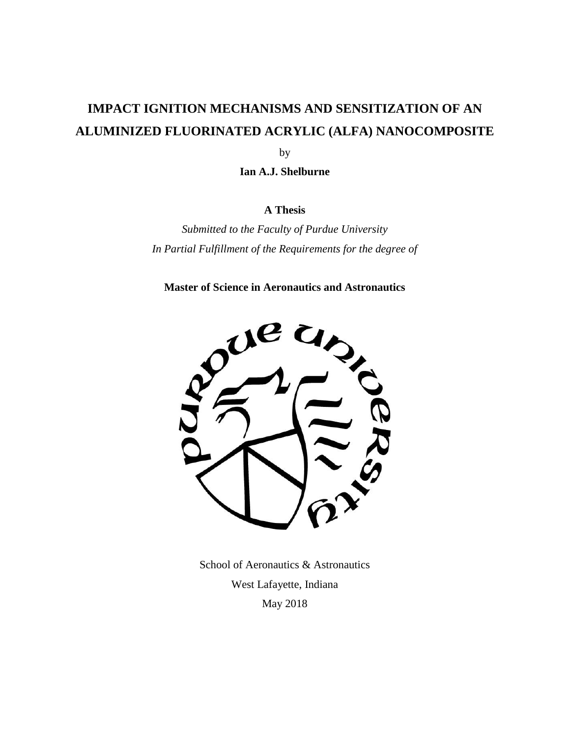# IMPACT IGNITION MECHANISMS AND SENSITIZATION OF AN ALUMINIZED FLUORINATED ACRYLIC (ALFA) NANOCOMPOSITE

by

**Ian A.J. Shelburne**

**A Thesis**

*Submitted to the Faculty of Purdue University*

*In Partial Fulfillment of the Requirements for the degree of*

**Master of Science in Aeronautics and Astronautics**

School of Aeronautics & Astronautics

West Lafayette, Indiana

May 2018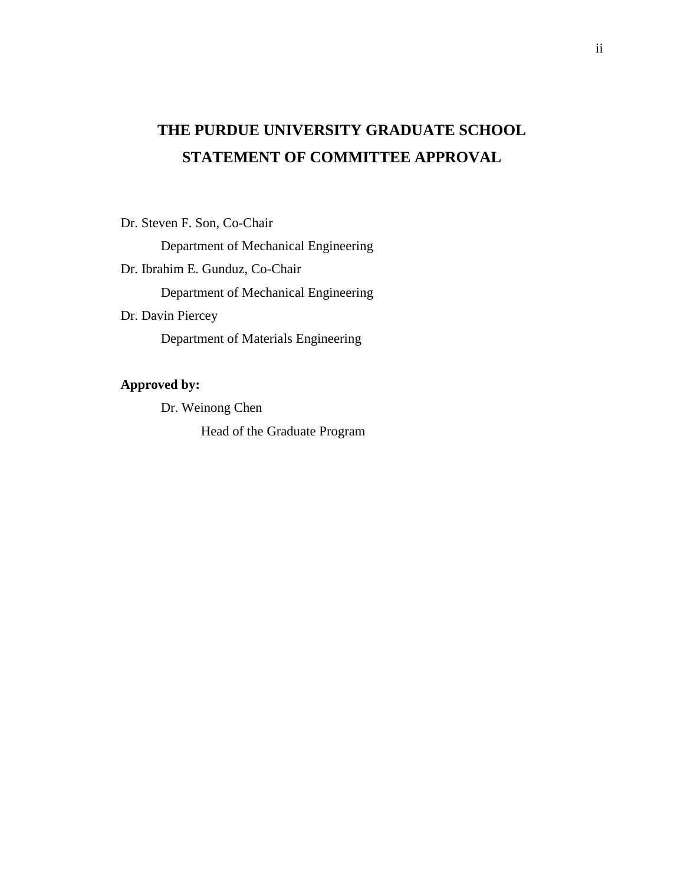# THE PURDUE UNIVERSITY GRADUATE SCHOOL
# STATEMENT OF COMMITTEE APPROVAL

Dr. Steven F. Son, Co-Chair

Department of Mechanical Engineering

Dr. Ibrahim E. Gunduz, Co-Chair

Department of Mechanical Engineering

Dr. Davin Piercey

Department of Materials Engineering

**Approved by:**

Dr. Weinong Chen

Head of the Graduate Program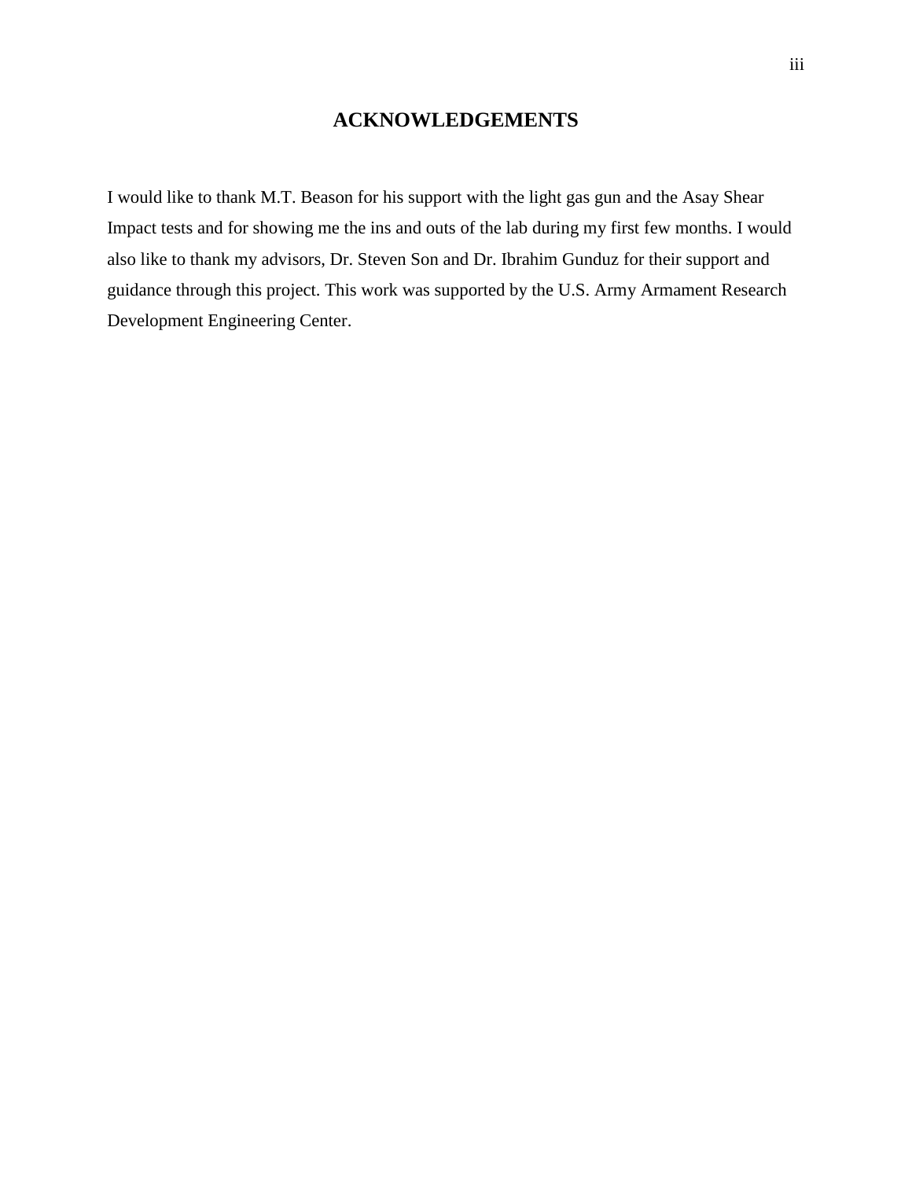# ACKNOWLEDGEMENTS

I would like to thank M.T. Beason for his support with the light gas gun and the Asay Shear Impact tests and for showing me the ins and outs of the lab during my first few months. I would also like to thank my advisors, Dr. Steven Son and Dr. Ibrahim Gunduz for their support and guidance through this project. This work was supported by the U.S. Army Armament Research Development Engineering Center.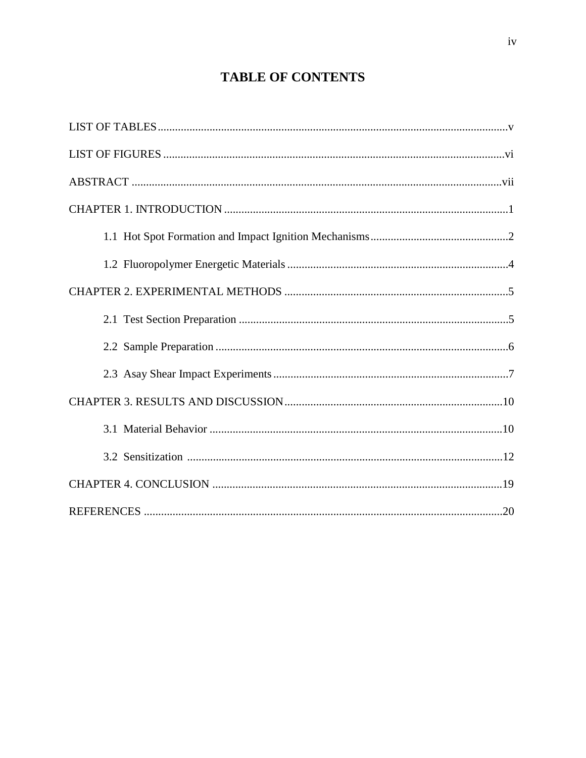# TABLE OF CONTENTS

LIST OF TABLES ........................................................................................................................v

LIST OF FIGURES ....................................................................................................................vi

ABSTRACT ...............................................................................................................................vii

CHAPTER 1. INTRODUCTION ..................................................................................................1

  1.1 Hot Spot Formation and Impact Ignition Mechanisms ...............................................2

  1.2 Fluoropolymer Energetic Materials ............................................................................4

CHAPTER 2. EXPERIMENTAL METHODS ............................................................................5

  2.1 Test Section Preparation ............................................................................................5

  2.2 Sample Preparation ....................................................................................................6

  2.3 Asay Shear Impact Experiments ................................................................................7

CHAPTER 3. RESULTS AND DISCUSSION ...........................................................................10

  3.1 Material Behavior .....................................................................................................10

  3.2 Sensitization .............................................................................................................12

CHAPTER 4. CONCLUSION ....................................................................................................19

REFERENCES ...........................................................................................................................20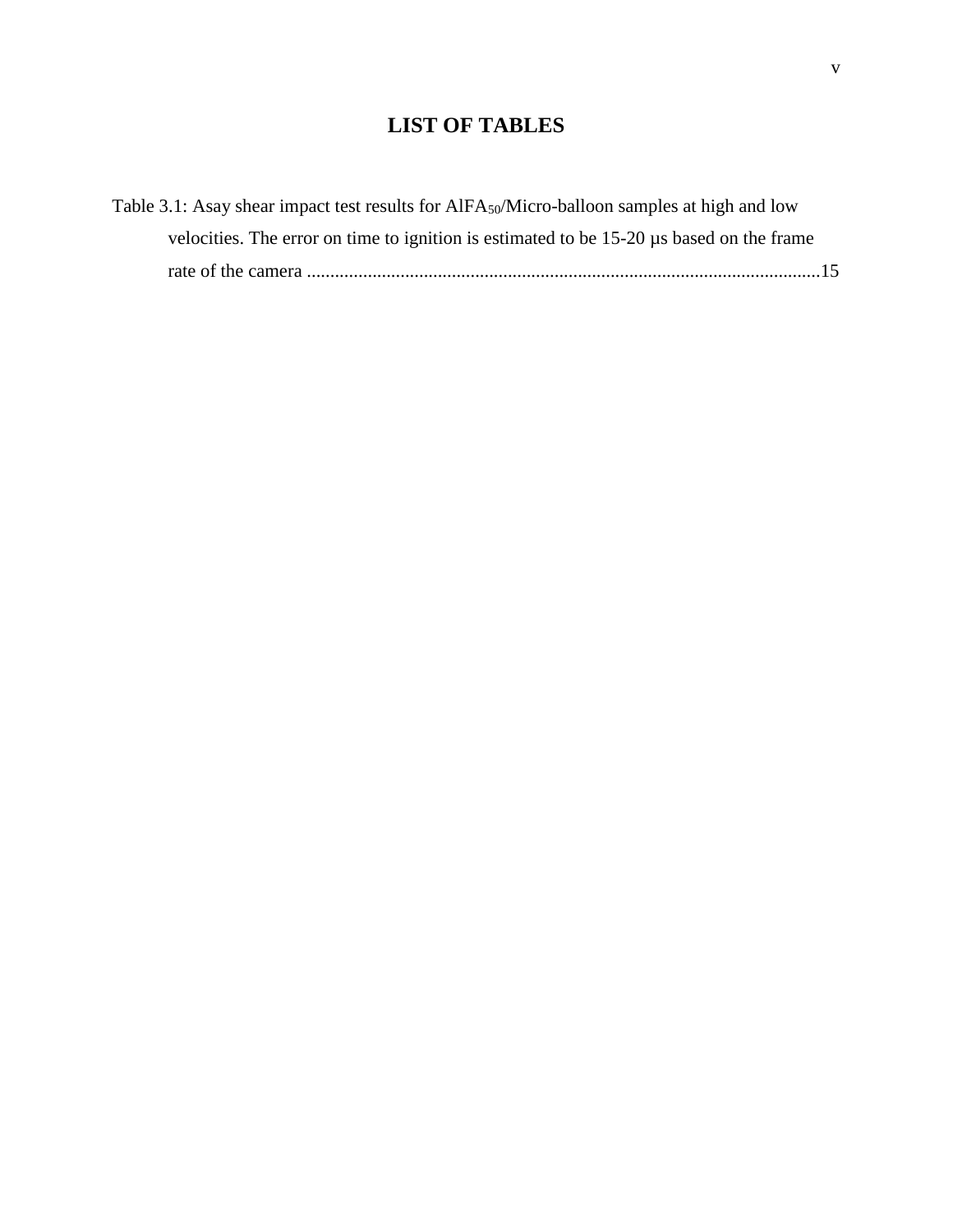# LIST OF TABLES

Table 3.1: Asay shear impact test results for $AlFA_{50}$/Micro-balloon samples at high and low velocities. The error on time to ignition is estimated to be 15-20 µs based on the frame rate of the camera ............................................................................................................15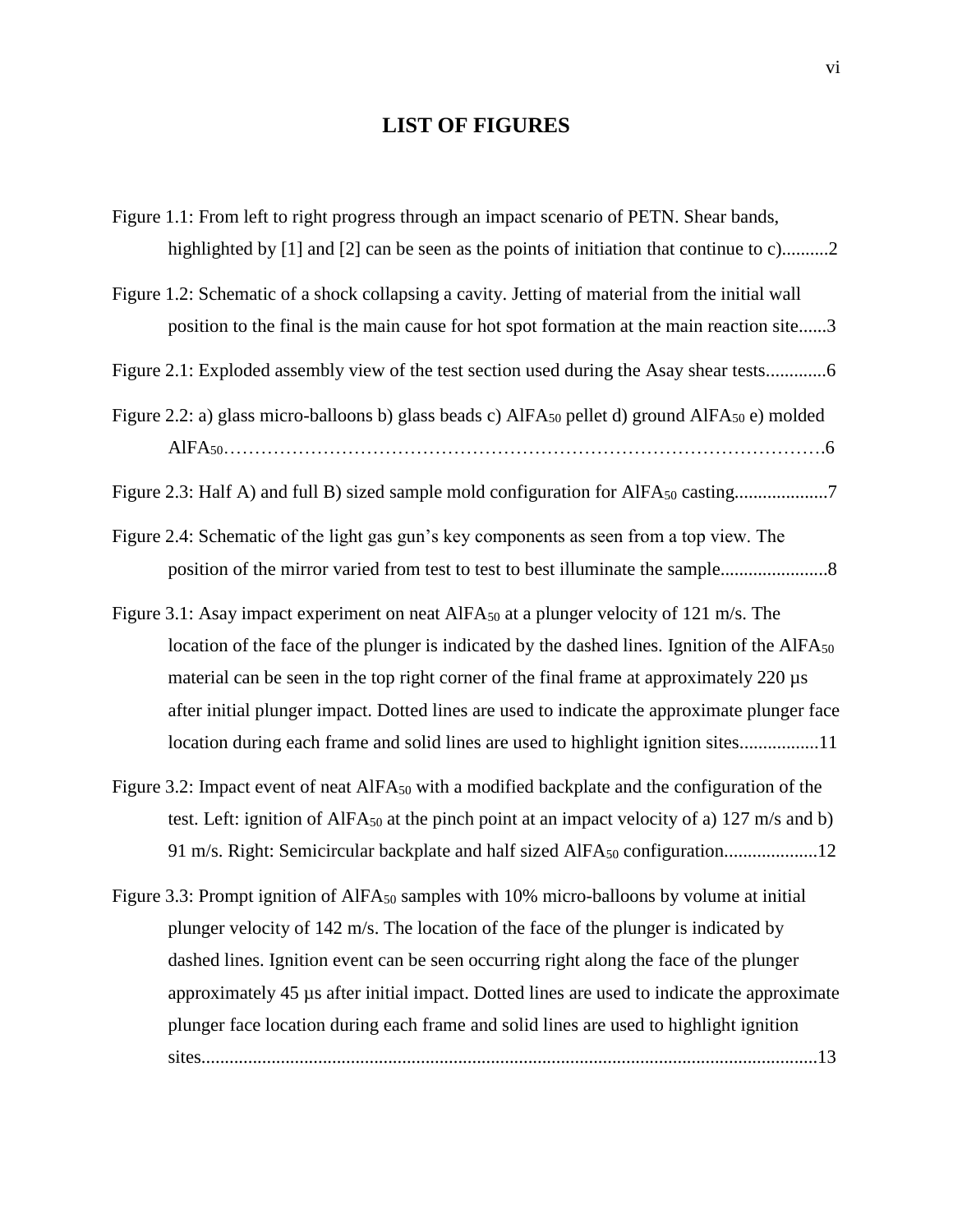# LIST OF FIGURES

Figure 1.1: From left to right progress through an impact scenario of PETN. Shear bands, highlighted by [1] and [2] can be seen as the points of initiation that continue to c)..........2

Figure 1.2: Schematic of a shock collapsing a cavity. Jetting of material from the initial wall position to the final is the main cause for hot spot formation at the main reaction site......3

Figure 2.1: Exploded assembly view of the test section used during the Asay shear tests.............6

Figure 2.2: a) glass micro-balloons b) glass beads c) $AlFA_{50}$ pellet d) ground $AlFA_{50}$ e) molded $AlFA_{50}$……………………………………………………………………………………….6

Figure 2.3: Half A) and full B) sized sample mold configuration for $AlFA_{50}$ casting....................7

Figure 2.4: Schematic of the light gas gun's key components as seen from a top view. The position of the mirror varied from test to test to best illuminate the sample.......................8

Figure 3.1: Asay impact experiment on neat $AlFA_{50}$ at a plunger velocity of 121 m/s. The location of the face of the plunger is indicated by the dashed lines. Ignition of the $AlFA_{50}$ material can be seen in the top right corner of the final frame at approximately 220 µs after initial plunger impact. Dotted lines are used to indicate the approximate plunger face location during each frame and solid lines are used to highlight ignition sites.................11

Figure 3.2: Impact event of neat $AlFA_{50}$ with a modified backplate and the configuration of the test. Left: ignition of $AlFA_{50}$ at the pinch point at an impact velocity of a) 127 m/s and b) 91 m/s. Right: Semicircular backplate and half sized $AlFA_{50}$ configuration....................12

Figure 3.3: Prompt ignition of $AlFA_{50}$ samples with 10% micro-balloons by volume at initial plunger velocity of 142 m/s. The location of the face of the plunger is indicated by dashed lines. Ignition event can be seen occurring right along the face of the plunger approximately 45 µs after initial impact. Dotted lines are used to indicate the approximate plunger face location during each frame and solid lines are used to highlight ignition sites...................................................................................................................................13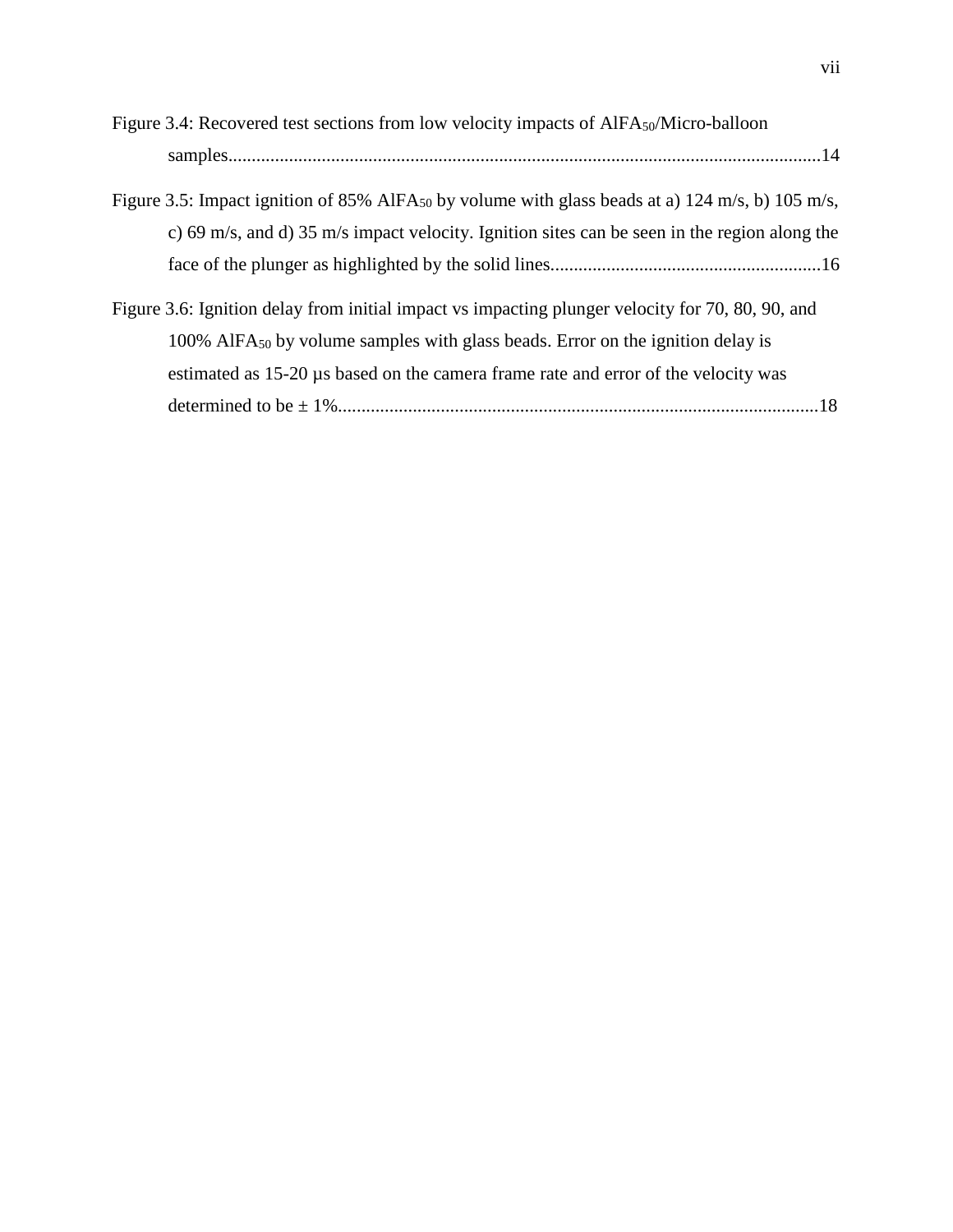Figure 3.4: Recovered test sections from low velocity impacts of $AlFA_{50}$/Micro-balloon samples......................................................................................................................14

Figure 3.5: Impact ignition of 85% $AlFA_{50}$ by volume with glass beads at a) 124 m/s, b) 105 m/s, c) 69 m/s, and d) 35 m/s impact velocity. Ignition sites can be seen in the region along the face of the plunger as highlighted by the solid lines..........................................................16

Figure 3.6: Ignition delay from initial impact vs impacting plunger velocity for 70, 80, 90, and 100% $AlFA_{50}$ by volume samples with glass beads. Error on the ignition delay is estimated as 15-20 µs based on the camera frame rate and error of the velocity was determined to be ± 1%.......................................................................................................18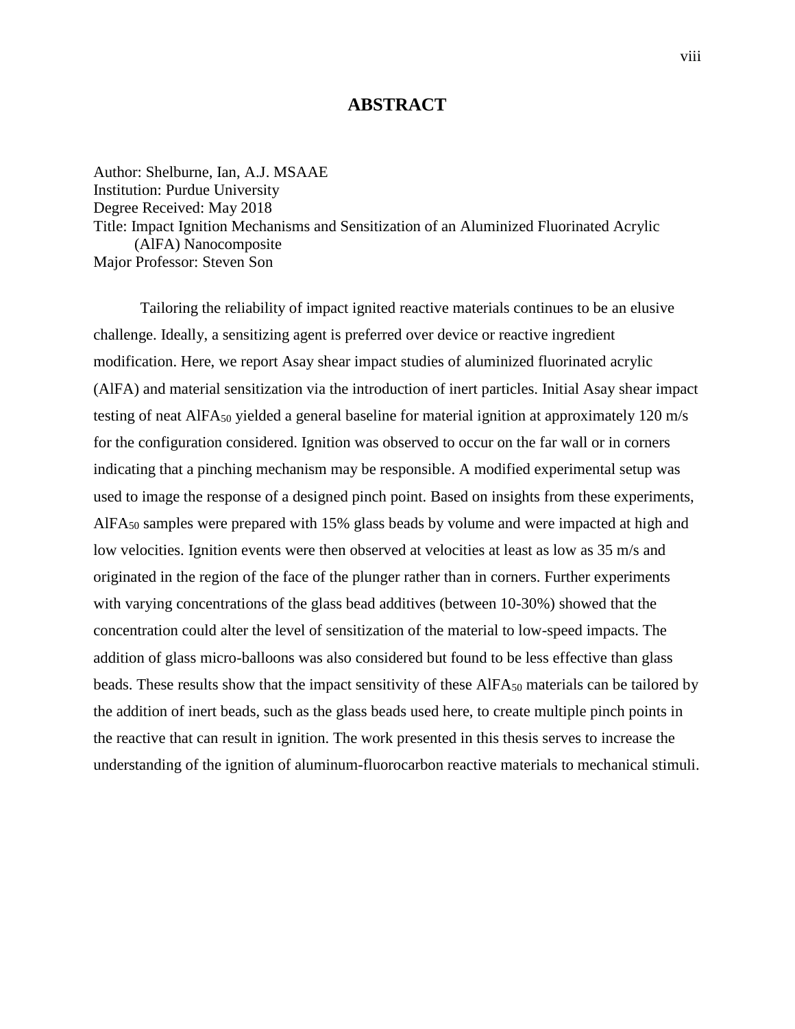# ABSTRACT

Author: Shelburne, Ian, A.J. MSAAE
Institution: Purdue University
Degree Received: May 2018
Title: Impact Ignition Mechanisms and Sensitization of an Aluminized Fluorinated Acrylic (AlFA) Nanocomposite
Major Professor: Steven Son

Tailoring the reliability of impact ignited reactive materials continues to be an elusive challenge. Ideally, a sensitizing agent is preferred over device or reactive ingredient modification. Here, we report Asay shear impact studies of aluminized fluorinated acrylic (AlFA) and material sensitization via the introduction of inert particles. Initial Asay shear impact testing of neat $AlFA_{50}$ yielded a general baseline for material ignition at approximately 120 m/s for the configuration considered. Ignition was observed to occur on the far wall or in corners indicating that a pinching mechanism may be responsible. A modified experimental setup was used to image the response of a designed pinch point. Based on insights from these experiments, $AlFA_{50}$ samples were prepared with 15% glass beads by volume and were impacted at high and low velocities. Ignition events were then observed at velocities at least as low as 35 m/s and originated in the region of the face of the plunger rather than in corners. Further experiments with varying concentrations of the glass bead additives (between 10-30%) showed that the concentration could alter the level of sensitization of the material to low-speed impacts. The addition of glass micro-balloons was also considered but found to be less effective than glass beads. These results show that the impact sensitivity of these $AlFA_{50}$ materials can be tailored by the addition of inert beads, such as the glass beads used here, to create multiple pinch points in the reactive that can result in ignition. The work presented in this thesis serves to increase the understanding of the ignition of aluminum-fluorocarbon reactive materials to mechanical stimuli.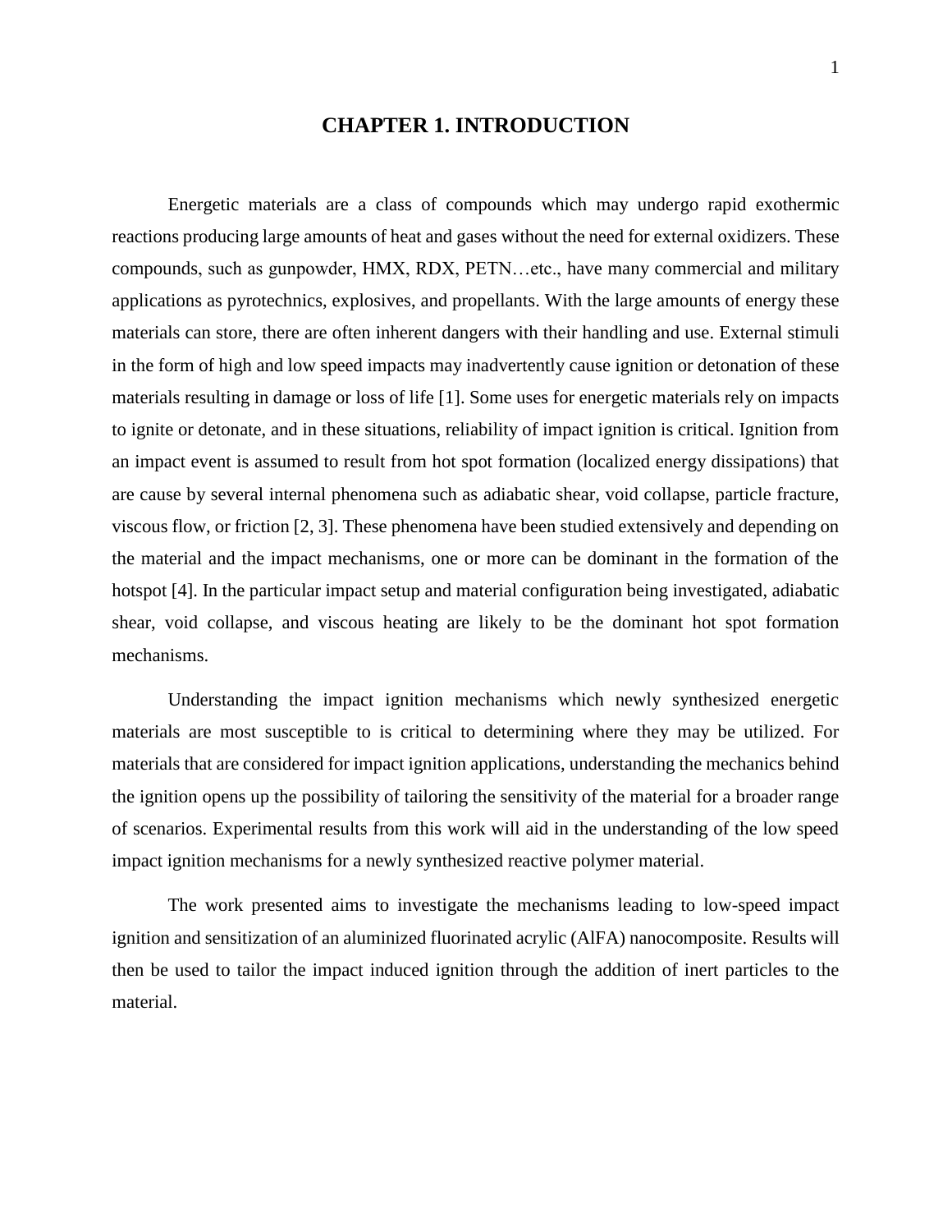# CHAPTER 1. INTRODUCTION

Energetic materials are a class of compounds which may undergo rapid exothermic reactions producing large amounts of heat and gases without the need for external oxidizers. These compounds, such as gunpowder, HMX, RDX, PETN…etc., have many commercial and military applications as pyrotechnics, explosives, and propellants. With the large amounts of energy these materials can store, there are often inherent dangers with their handling and use. External stimuli in the form of high and low speed impacts may inadvertently cause ignition or detonation of these materials resulting in damage or loss of life [1]. Some uses for energetic materials rely on impacts to ignite or detonate, and in these situations, reliability of impact ignition is critical. Ignition from an impact event is assumed to result from hot spot formation (localized energy dissipations) that are cause by several internal phenomena such as adiabatic shear, void collapse, particle fracture, viscous flow, or friction [2, 3]. These phenomena have been studied extensively and depending on the material and the impact mechanisms, one or more can be dominant in the formation of the hotspot [4]. In the particular impact setup and material configuration being investigated, adiabatic shear, void collapse, and viscous heating are likely to be the dominant hot spot formation mechanisms.

Understanding the impact ignition mechanisms which newly synthesized energetic materials are most susceptible to is critical to determining where they may be utilized. For materials that are considered for impact ignition applications, understanding the mechanics behind the ignition opens up the possibility of tailoring the sensitivity of the material for a broader range of scenarios. Experimental results from this work will aid in the understanding of the low speed impact ignition mechanisms for a newly synthesized reactive polymer material.

The work presented aims to investigate the mechanisms leading to low-speed impact ignition and sensitization of an aluminized fluorinated acrylic (AlFA) nanocomposite. Results will then be used to tailor the impact induced ignition through the addition of inert particles to the material.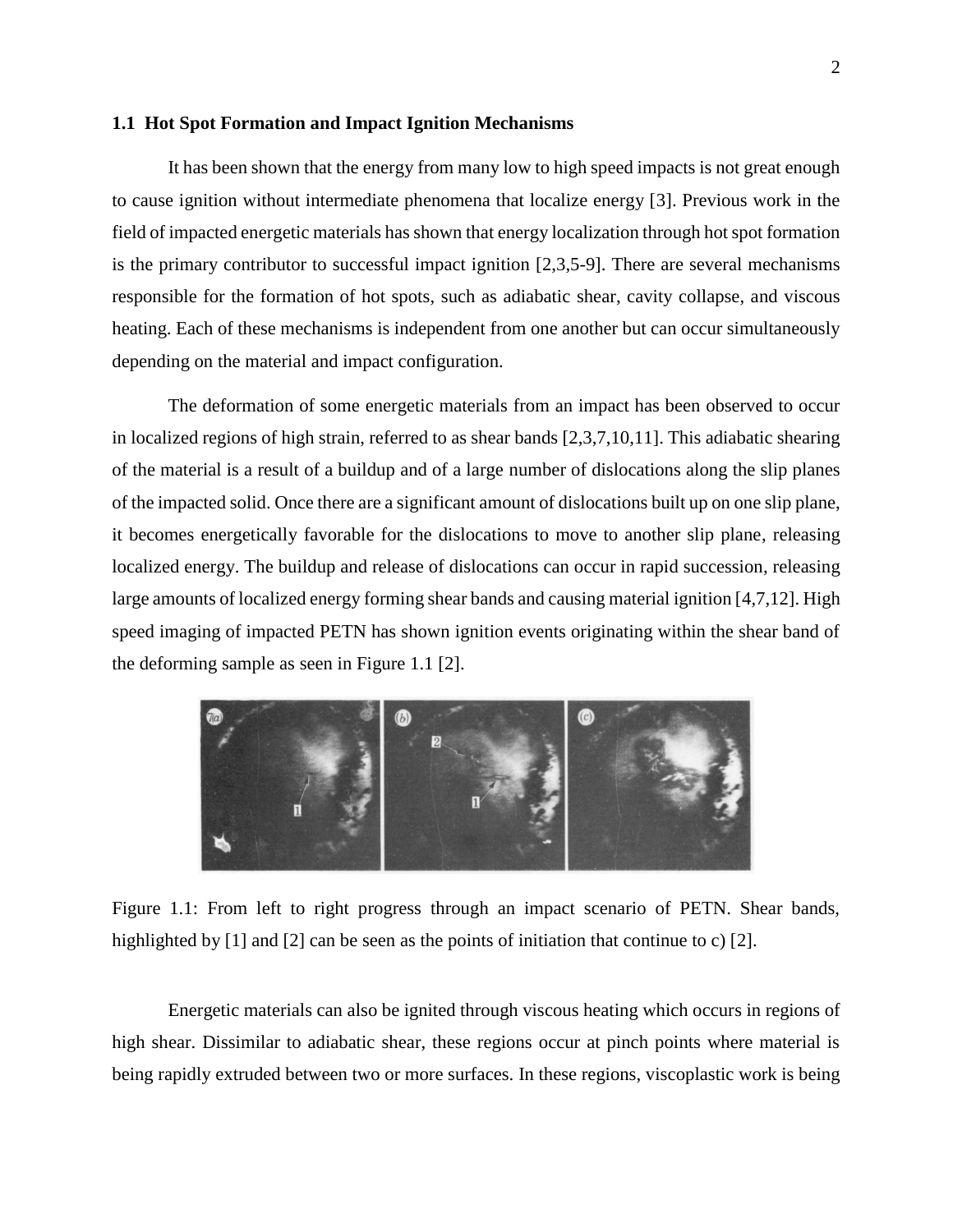### 1.1 Hot Spot Formation and Impact Ignition Mechanisms

It has been shown that the energy from many low to high speed impacts is not great enough to cause ignition without intermediate phenomena that localize energy [3]. Previous work in the field of impacted energetic materials has shown that energy localization through hot spot formation is the primary contributor to successful impact ignition [2,3,5-9]. There are several mechanisms responsible for the formation of hot spots, such as adiabatic shear, cavity collapse, and viscous heating. Each of these mechanisms is independent from one another but can occur simultaneously depending on the material and impact configuration.

The deformation of some energetic materials from an impact has been observed to occur in localized regions of high strain, referred to as shear bands [2,3,7,10,11]. This adiabatic shearing of the material is a result of a buildup and of a large number of dislocations along the slip planes of the impacted solid. Once there are a significant amount of dislocations built up on one slip plane, it becomes energetically favorable for the dislocations to move to another slip plane, releasing localized energy. The buildup and release of dislocations can occur in rapid succession, releasing large amounts of localized energy forming shear bands and causing material ignition [4,7,12]. High speed imaging of impacted PETN has shown ignition events originating within the shear band of the deforming sample as seen in Figure 1.1 [2].

Figure 1.1: From left to right progress through an impact scenario of PETN. Shear bands, highlighted by [1] and [2] can be seen as the points of initiation that continue to c) [2].

Energetic materials can also be ignited through viscous heating which occurs in regions of high shear. Dissimilar to adiabatic shear, these regions occur at pinch points where material is being rapidly extruded between two or more surfaces. In these regions, viscoplastic work is being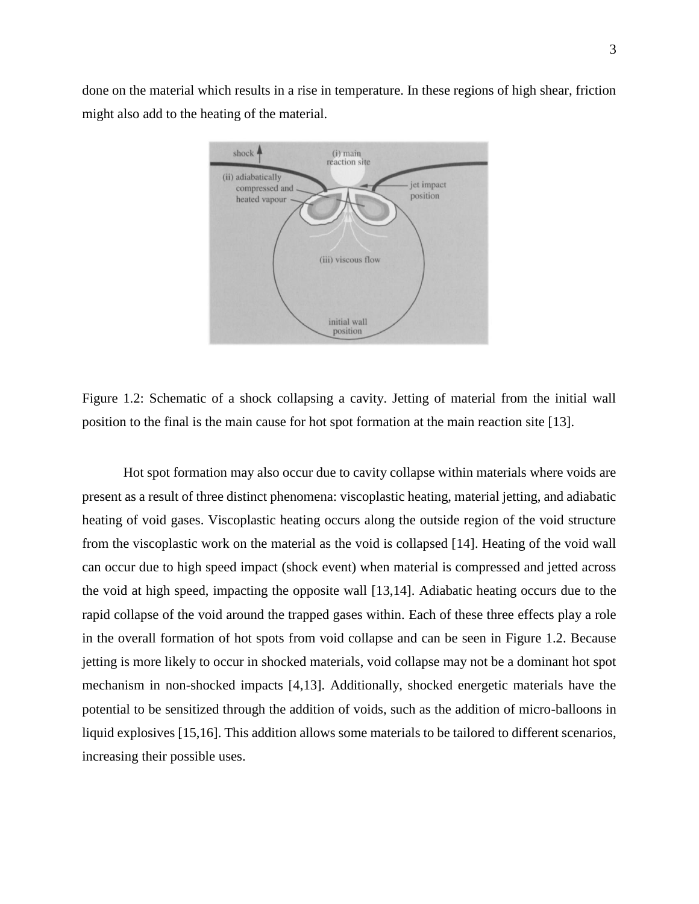done on the material which results in a rise in temperature. In these regions of high shear, friction might also add to the heating of the material.

Figure 1.2: Schematic of a shock collapsing a cavity. Jetting of material from the initial wall position to the final is the main cause for hot spot formation at the main reaction site [13].

Hot spot formation may also occur due to cavity collapse within materials where voids are present as a result of three distinct phenomena: viscoplastic heating, material jetting, and adiabatic heating of void gases. Viscoplastic heating occurs along the outside region of the void structure from the viscoplastic work on the material as the void is collapsed [14]. Heating of the void wall can occur due to high speed impact (shock event) when material is compressed and jetted across the void at high speed, impacting the opposite wall [13,14]. Adiabatic heating occurs due to the rapid collapse of the void around the trapped gases within. Each of these three effects play a role in the overall formation of hot spots from void collapse and can be seen in Figure 1.2. Because jetting is more likely to occur in shocked materials, void collapse may not be a dominant hot spot mechanism in non-shocked impacts [4,13]. Additionally, shocked energetic materials have the potential to be sensitized through the addition of voids, such as the addition of micro-balloons in liquid explosives [15,16]. This addition allows some materials to be tailored to different scenarios, increasing their possible uses.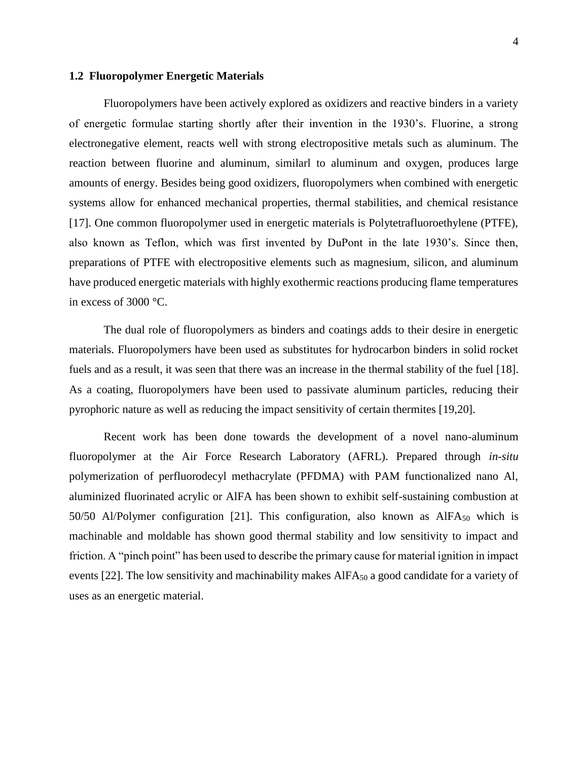## 1.2 Fluoropolymer Energetic Materials

Fluoropolymers have been actively explored as oxidizers and reactive binders in a variety of energetic formulae starting shortly after their invention in the 1930's. Fluorine, a strong electronegative element, reacts well with strong electropositive metals such as aluminum. The reaction between fluorine and aluminum, similarl to aluminum and oxygen, produces large amounts of energy. Besides being good oxidizers, fluoropolymers when combined with energetic systems allow for enhanced mechanical properties, thermal stabilities, and chemical resistance [17]. One common fluoropolymer used in energetic materials is Polytetrafluoroethylene (PTFE), also known as Teflon, which was first invented by DuPont in the late 1930's. Since then, preparations of PTFE with electropositive elements such as magnesium, silicon, and aluminum have produced energetic materials with highly exothermic reactions producing flame temperatures in excess of 3000 °C.

The dual role of fluoropolymers as binders and coatings adds to their desire in energetic materials. Fluoropolymers have been used as substitutes for hydrocarbon binders in solid rocket fuels and as a result, it was seen that there was an increase in the thermal stability of the fuel [18]. As a coating, fluoropolymers have been used to passivate aluminum particles, reducing their pyrophoric nature as well as reducing the impact sensitivity of certain thermites [19,20].

Recent work has been done towards the development of a novel nano-aluminum fluoropolymer at the Air Force Research Laboratory (AFRL). Prepared through *in-situ* polymerization of perfluorodecyl methacrylate (PFDMA) with PAM functionalized nano Al, aluminized fluorinated acrylic or AlFA has been shown to exhibit self-sustaining combustion at 50/50 Al/Polymer configuration [21]. This configuration, also known as $AlFA_{50}$ which is machinable and moldable has shown good thermal stability and low sensitivity to impact and friction. A "pinch point" has been used to describe the primary cause for material ignition in impact events [22]. The low sensitivity and machinability makes $AlFA_{50}$ a good candidate for a variety of uses as an energetic material.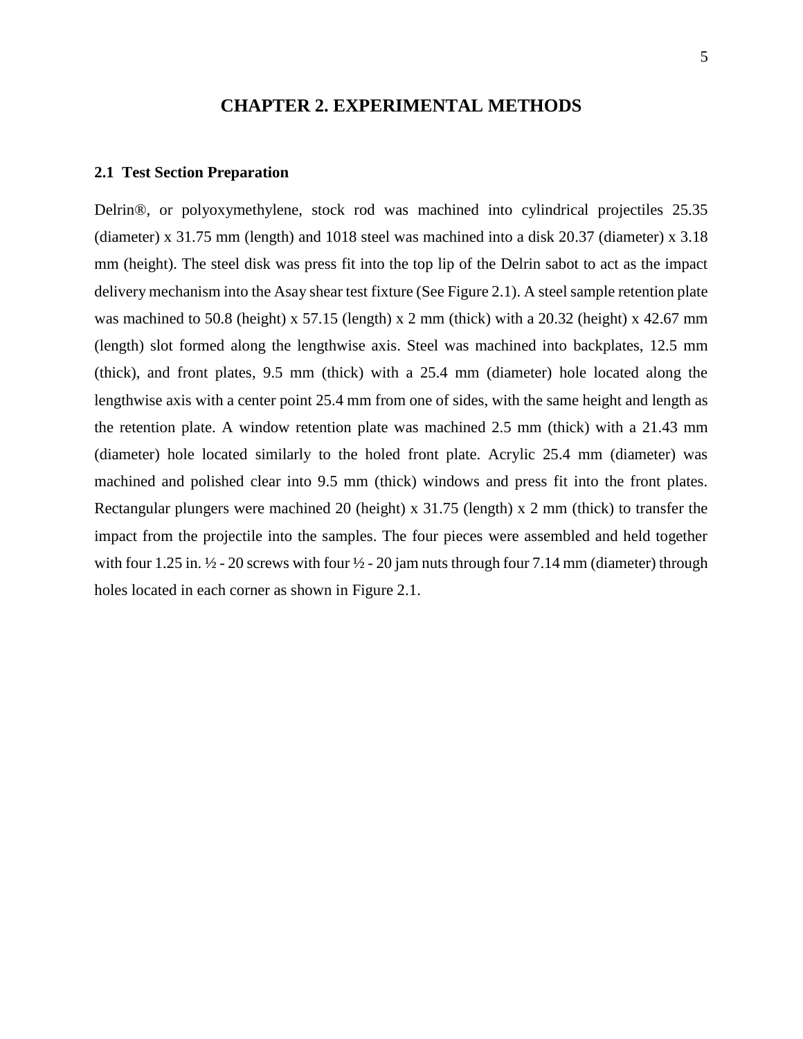# CHAPTER 2. EXPERIMENTAL METHODS

## 2.1 Test Section Preparation

Delrin®, or polyoxymethylene, stock rod was machined into cylindrical projectiles 25.35 (diameter) x 31.75 mm (length) and 1018 steel was machined into a disk 20.37 (diameter) x 3.18 mm (height). The steel disk was press fit into the top lip of the Delrin sabot to act as the impact delivery mechanism into the Asay shear test fixture (See Figure 2.1). A steel sample retention plate was machined to 50.8 (height) x 57.15 (length) x 2 mm (thick) with a 20.32 (height) x 42.67 mm (length) slot formed along the lengthwise axis. Steel was machined into backplates, 12.5 mm (thick), and front plates, 9.5 mm (thick) with a 25.4 mm (diameter) hole located along the lengthwise axis with a center point 25.4 mm from one of sides, with the same height and length as the retention plate. A window retention plate was machined 2.5 mm (thick) with a 21.43 mm (diameter) hole located similarly to the holed front plate. Acrylic 25.4 mm (diameter) was machined and polished clear into 9.5 mm (thick) windows and press fit into the front plates. Rectangular plungers were machined 20 (height) x 31.75 (length) x 2 mm (thick) to transfer the impact from the projectile into the samples. The four pieces were assembled and held together with four 1.25 in. ½ - 20 screws with four ½ - 20 jam nuts through four 7.14 mm (diameter) through holes located in each corner as shown in Figure 2.1.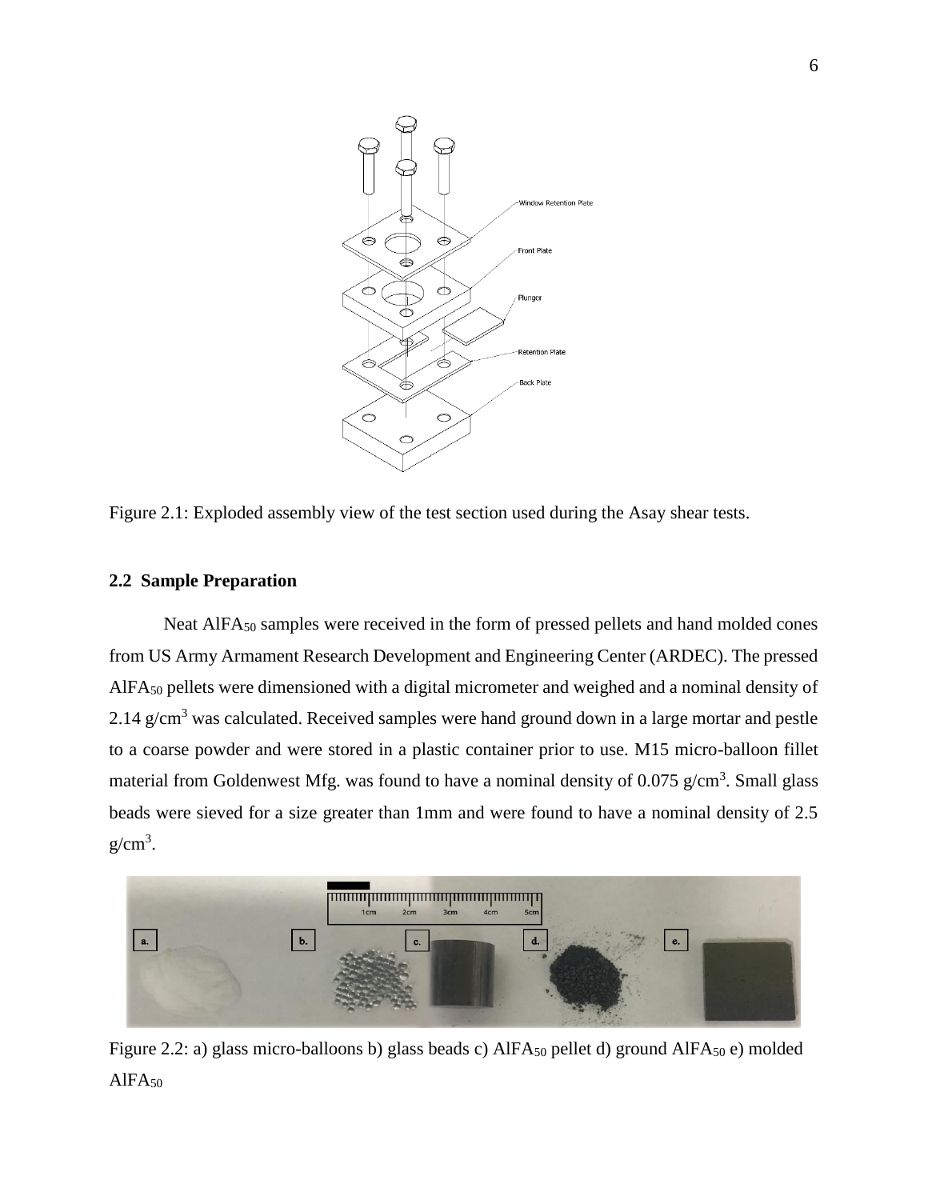Figure 2.1: Exploded assembly view of the test section used during the Asay shear tests.

### 2.2 Sample Preparation

Neat $AlFA_{50}$ samples were received in the form of pressed pellets and hand molded cones from US Army Armament Research Development and Engineering Center (ARDEC). The pressed $AlFA_{50}$ pellets were dimensioned with a digital micrometer and weighed and a nominal density of 2.14 g/cm$^3$ was calculated. Received samples were hand ground down in a large mortar and pestle to a coarse powder and were stored in a plastic container prior to use. M15 micro-balloon fillet material from Goldenwest Mfg. was found to have a nominal density of 0.075 g/cm$^3$. Small glass beads were sieved for a size greater than 1mm and were found to have a nominal density of 2.5 g/cm$^3$.

Figure 2.2: a) glass micro-balloons b) glass beads c) $AlFA_{50}$ pellet d) ground $AlFA_{50}$ e) molded $AlFA_{50}$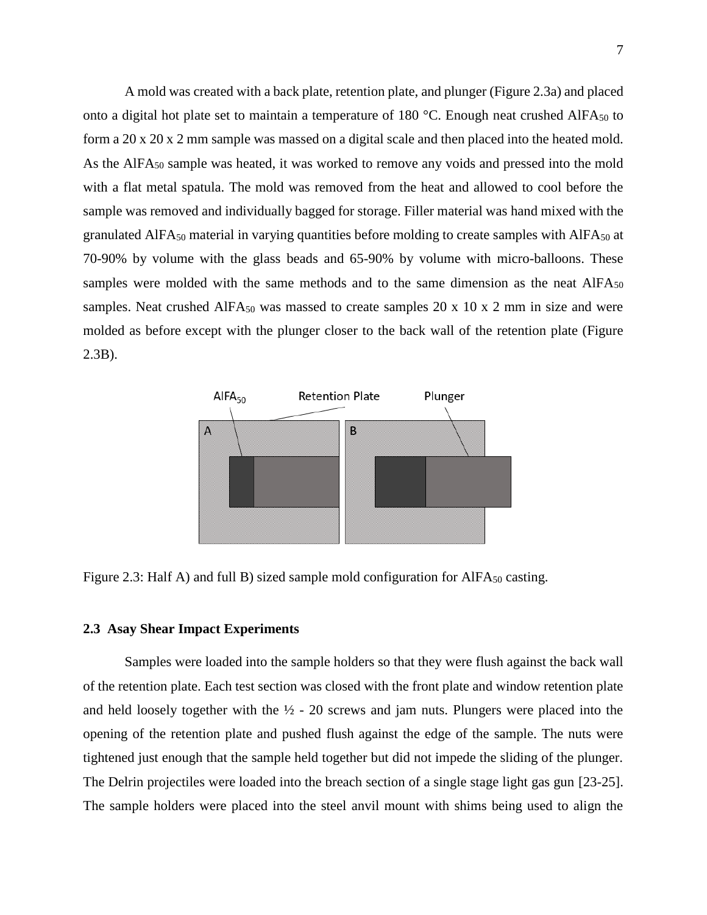A mold was created with a back plate, retention plate, and plunger (Figure 2.3a) and placed onto a digital hot plate set to maintain a temperature of 180 °C. Enough neat crushed $AlFA_{50}$ to form a 20 x 20 x 2 mm sample was massed on a digital scale and then placed into the heated mold. As the $AlFA_{50}$ sample was heated, it was worked to remove any voids and pressed into the mold with a flat metal spatula. The mold was removed from the heat and allowed to cool before the sample was removed and individually bagged for storage. Filler material was hand mixed with the granulated $AlFA_{50}$ material in varying quantities before molding to create samples with $AlFA_{50}$ at 70-90% by volume with the glass beads and 65-90% by volume with micro-balloons. These samples were molded with the same methods and to the same dimension as the neat $AlFA_{50}$ samples. Neat crushed $AlFA_{50}$ was massed to create samples 20 x 10 x 2 mm in size and were molded as before except with the plunger closer to the back wall of the retention plate (Figure 2.3B).

Figure 2.3: Half A) and full B) sized sample mold configuration for $AlFA_{50}$ casting.

### 2.3 Asay Shear Impact Experiments

Samples were loaded into the sample holders so that they were flush against the back wall of the retention plate. Each test section was closed with the front plate and window retention plate and held loosely together with the ½ - 20 screws and jam nuts. Plungers were placed into the opening of the retention plate and pushed flush against the edge of the sample. The nuts were tightened just enough that the sample held together but did not impede the sliding of the plunger. The Delrin projectiles were loaded into the breach section of a single stage light gas gun [23-25]. The sample holders were placed into the steel anvil mount with shims being used to align the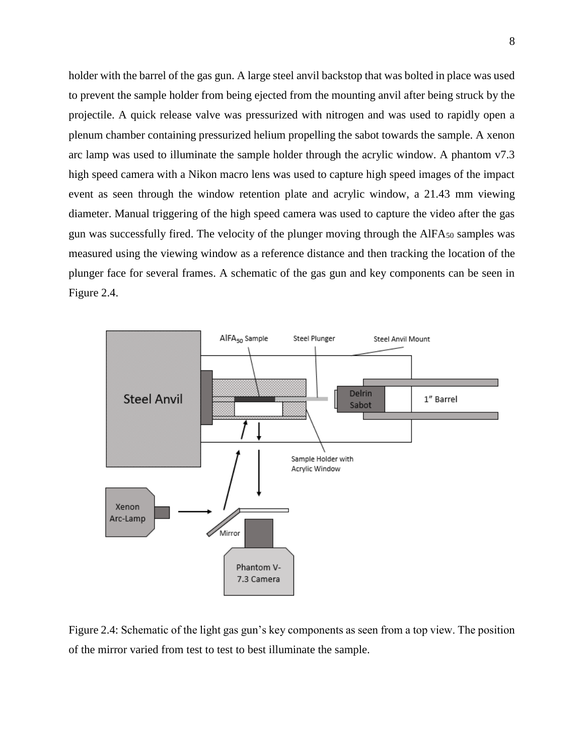holder with the barrel of the gas gun. A large steel anvil backstop that was bolted in place was used to prevent the sample holder from being ejected from the mounting anvil after being struck by the projectile. A quick release valve was pressurized with nitrogen and was used to rapidly open a plenum chamber containing pressurized helium propelling the sabot towards the sample. A xenon arc lamp was used to illuminate the sample holder through the acrylic window. A phantom v7.3 high speed camera with a Nikon macro lens was used to capture high speed images of the impact event as seen through the window retention plate and acrylic window, a 21.43 mm viewing diameter. Manual triggering of the high speed camera was used to capture the video after the gas gun was successfully fired. The velocity of the plunger moving through the $AlFA_{50}$ samples was measured using the viewing window as a reference distance and then tracking the location of the plunger face for several frames. A schematic of the gas gun and key components can be seen in Figure 2.4.

Figure 2.4: Schematic of the light gas gun's key components as seen from a top view. The position of the mirror varied from test to test to best illuminate the sample.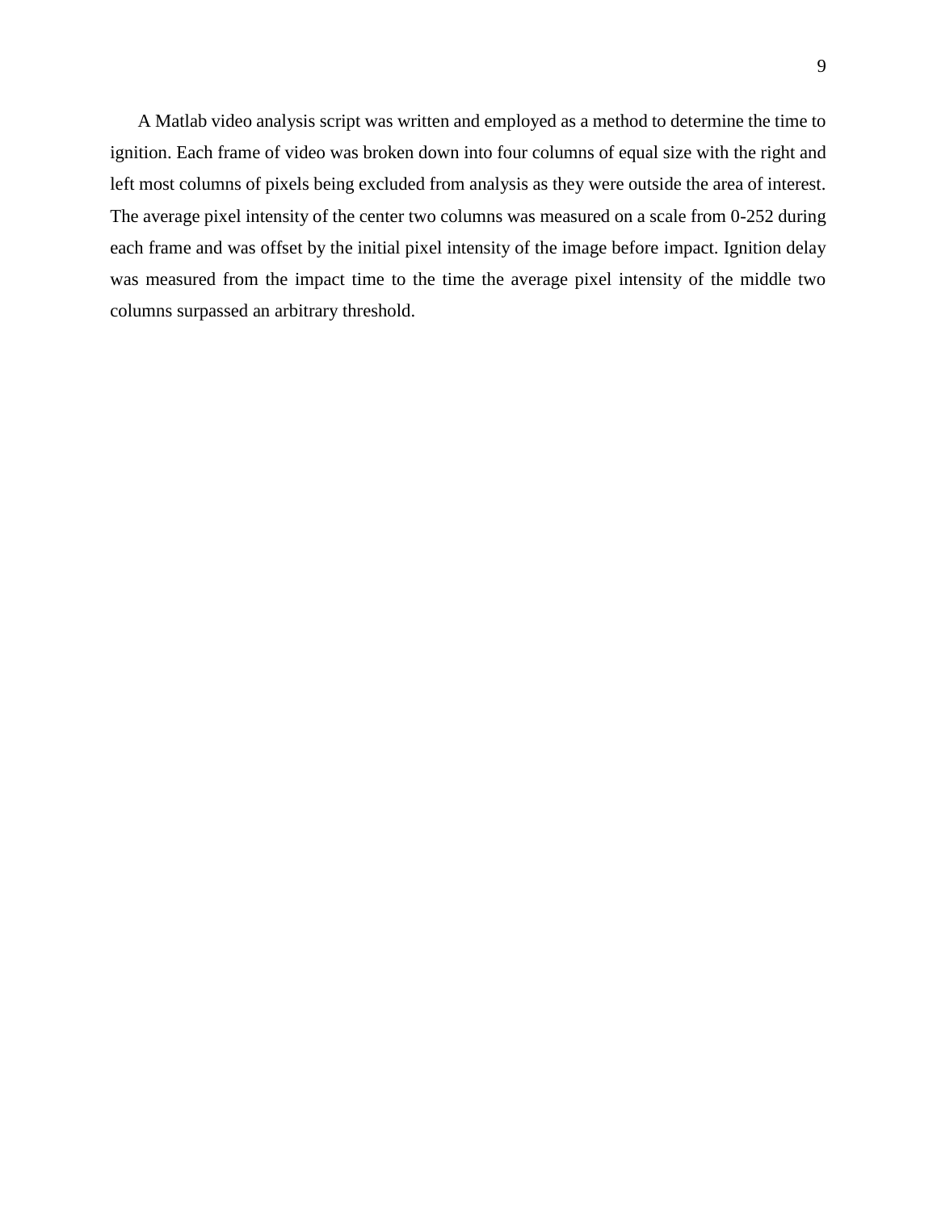A Matlab video analysis script was written and employed as a method to determine the time to ignition. Each frame of video was broken down into four columns of equal size with the right and left most columns of pixels being excluded from analysis as they were outside the area of interest. The average pixel intensity of the center two columns was measured on a scale from 0-252 during each frame and was offset by the initial pixel intensity of the image before impact. Ignition delay was measured from the impact time to the time the average pixel intensity of the middle two columns surpassed an arbitrary threshold.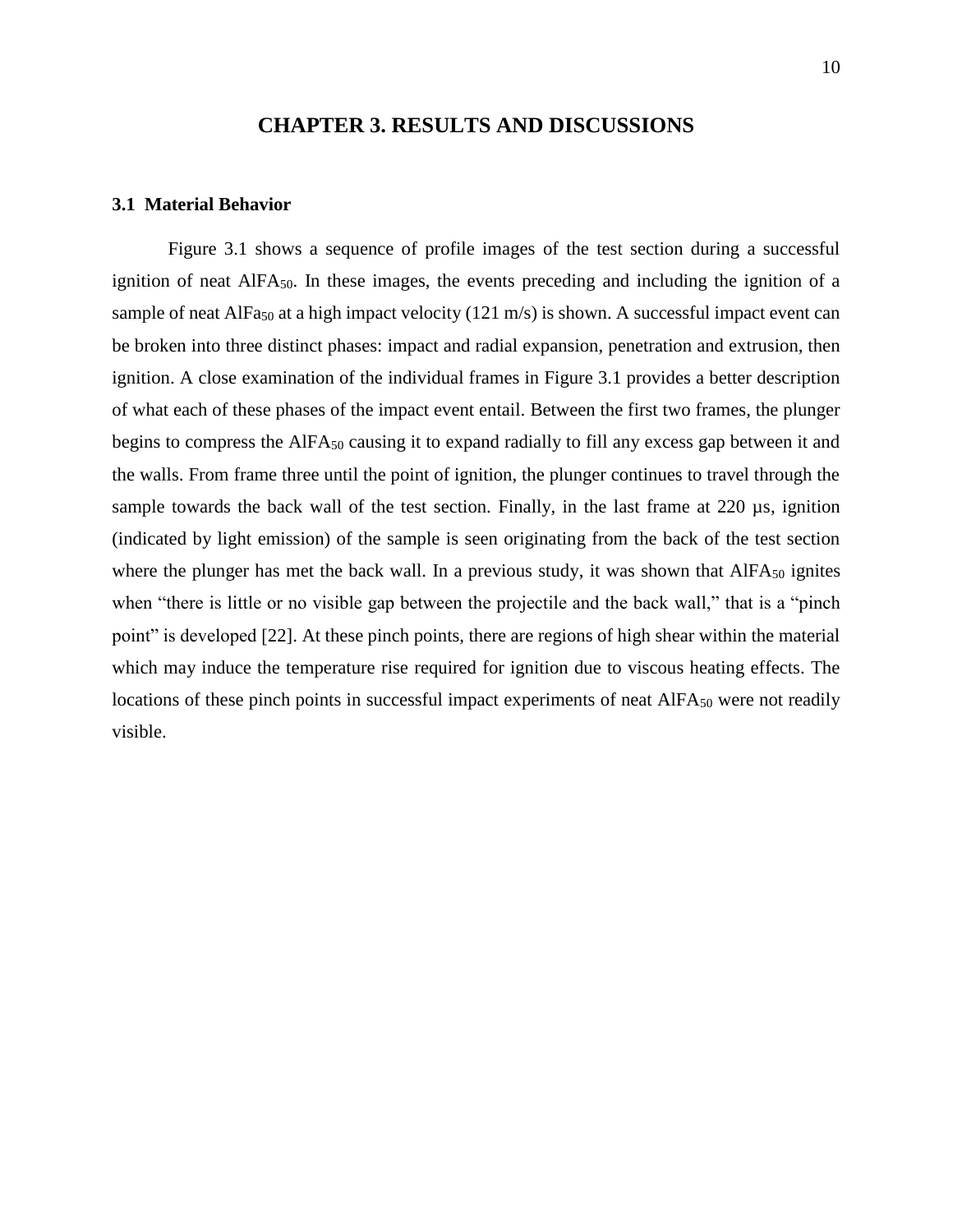# CHAPTER 3. RESULTS AND DISCUSSIONS

## 3.1 Material Behavior

Figure 3.1 shows a sequence of profile images of the test section during a successful ignition of neat $AlFA_{50}$. In these images, the events preceding and including the ignition of a sample of neat $AlFa_{50}$ at a high impact velocity (121 m/s) is shown. A successful impact event can be broken into three distinct phases: impact and radial expansion, penetration and extrusion, then ignition. A close examination of the individual frames in Figure 3.1 provides a better description of what each of these phases of the impact event entail. Between the first two frames, the plunger begins to compress the $AlFA_{50}$ causing it to expand radially to fill any excess gap between it and the walls. From frame three until the point of ignition, the plunger continues to travel through the sample towards the back wall of the test section. Finally, in the last frame at 220 µs, ignition (indicated by light emission) of the sample is seen originating from the back of the test section where the plunger has met the back wall. In a previous study, it was shown that $AlFA_{50}$ ignites when "there is little or no visible gap between the projectile and the back wall," that is a "pinch point" is developed [22]. At these pinch points, there are regions of high shear within the material which may induce the temperature rise required for ignition due to viscous heating effects. The locations of these pinch points in successful impact experiments of neat $AlFA_{50}$ were not readily visible.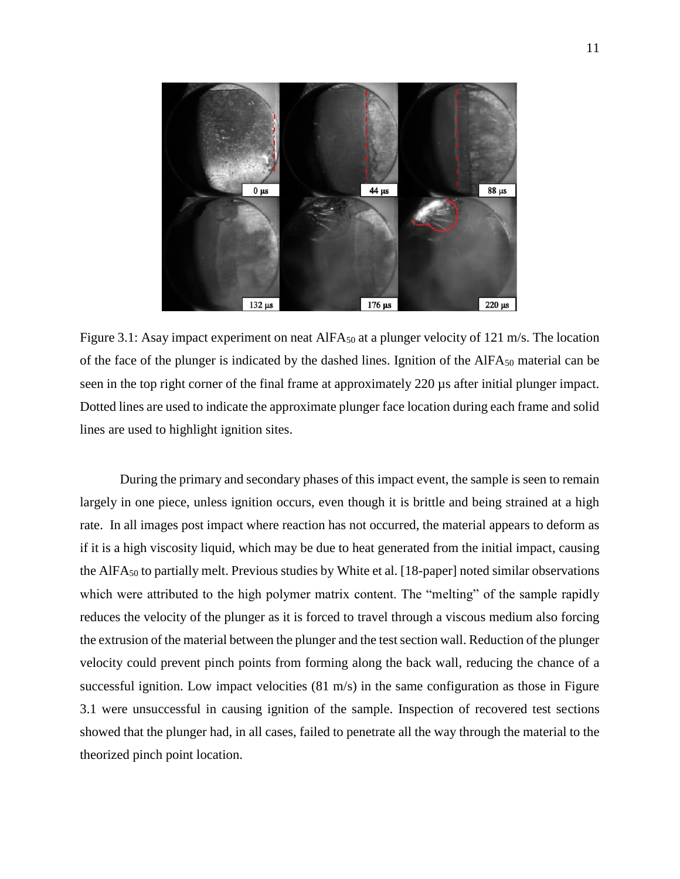Figure 3.1: Asay impact experiment on neat $AlFA_{50}$ at a plunger velocity of 121 m/s. The location of the face of the plunger is indicated by the dashed lines. Ignition of the $AlFA_{50}$ material can be seen in the top right corner of the final frame at approximately 220 µs after initial plunger impact. Dotted lines are used to indicate the approximate plunger face location during each frame and solid lines are used to highlight ignition sites.

During the primary and secondary phases of this impact event, the sample is seen to remain largely in one piece, unless ignition occurs, even though it is brittle and being strained at a high rate. In all images post impact where reaction has not occurred, the material appears to deform as if it is a high viscosity liquid, which may be due to heat generated from the initial impact, causing the $AlFA_{50}$ to partially melt. Previous studies by White et al. [18-paper] noted similar observations which were attributed to the high polymer matrix content. The "melting" of the sample rapidly reduces the velocity of the plunger as it is forced to travel through a viscous medium also forcing the extrusion of the material between the plunger and the test section wall. Reduction of the plunger velocity could prevent pinch points from forming along the back wall, reducing the chance of a successful ignition. Low impact velocities (81 m/s) in the same configuration as those in Figure 3.1 were unsuccessful in causing ignition of the sample. Inspection of recovered test sections showed that the plunger had, in all cases, failed to penetrate all the way through the material to the theorized pinch point location.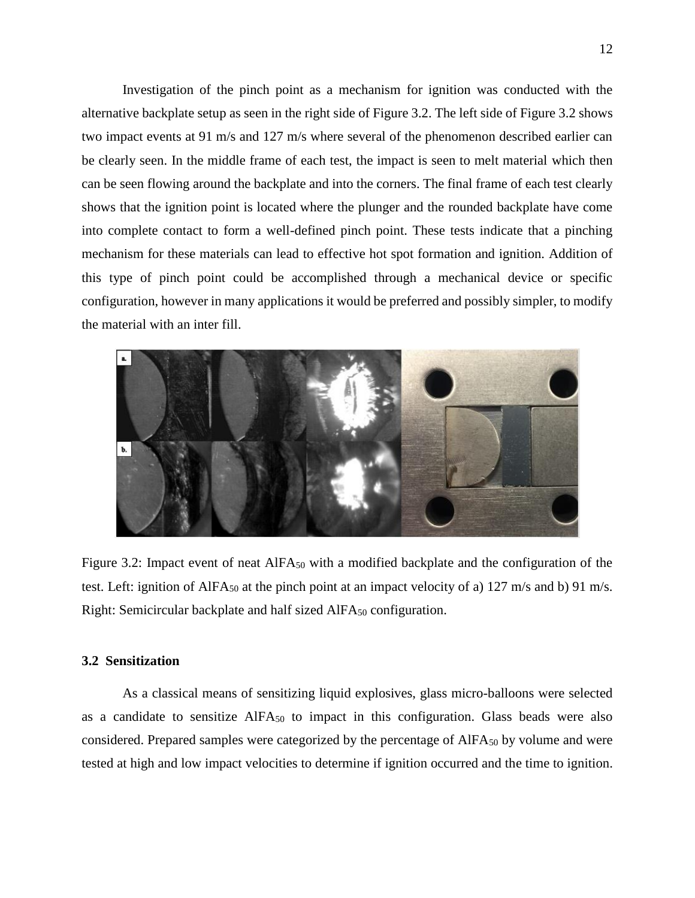Investigation of the pinch point as a mechanism for ignition was conducted with the alternative backplate setup as seen in the right side of Figure 3.2. The left side of Figure 3.2 shows two impact events at 91 m/s and 127 m/s where several of the phenomenon described earlier can be clearly seen. In the middle frame of each test, the impact is seen to melt material which then can be seen flowing around the backplate and into the corners. The final frame of each test clearly shows that the ignition point is located where the plunger and the rounded backplate have come into complete contact to form a well-defined pinch point. These tests indicate that a pinching mechanism for these materials can lead to effective hot spot formation and ignition. Addition of this type of pinch point could be accomplished through a mechanical device or specific configuration, however in many applications it would be preferred and possibly simpler, to modify the material with an inter fill.

Figure 3.2: Impact event of neat $AlFA_{50}$ with a modified backplate and the configuration of the test. Left: ignition of $AlFA_{50}$ at the pinch point at an impact velocity of a) 127 m/s and b) 91 m/s. Right: Semicircular backplate and half sized $AlFA_{50}$ configuration.

### 3.2 Sensitization

As a classical means of sensitizing liquid explosives, glass micro-balloons were selected as a candidate to sensitize $AlFA_{50}$ to impact in this configuration. Glass beads were also considered. Prepared samples were categorized by the percentage of $AlFA_{50}$ by volume and were tested at high and low impact velocities to determine if ignition occurred and the time to ignition.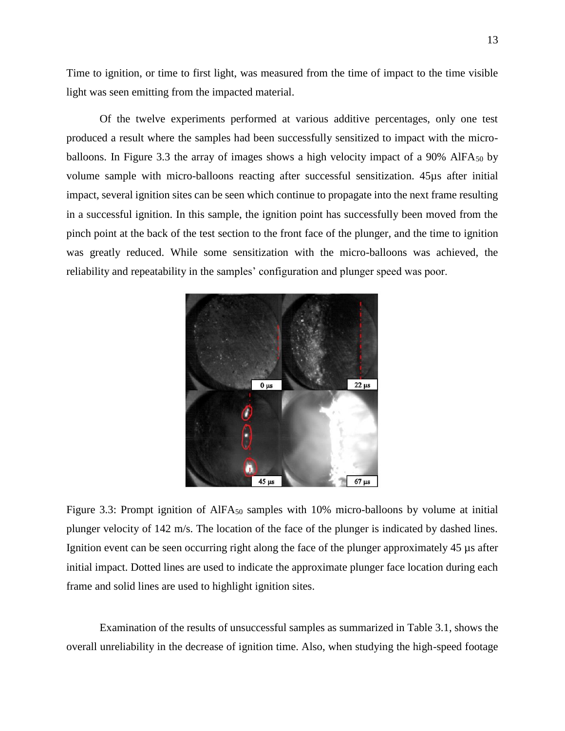Time to ignition, or time to first light, was measured from the time of impact to the time visible light was seen emitting from the impacted material.

Of the twelve experiments performed at various additive percentages, only one test produced a result where the samples had been successfully sensitized to impact with the micro-balloons. In Figure 3.3 the array of images shows a high velocity impact of a 90% $AlFA_{50}$ by volume sample with micro-balloons reacting after successful sensitization. 45μs after initial impact, several ignition sites can be seen which continue to propagate into the next frame resulting in a successful ignition. In this sample, the ignition point has successfully been moved from the pinch point at the back of the test section to the front face of the plunger, and the time to ignition was greatly reduced. While some sensitization with the micro-balloons was achieved, the reliability and repeatability in the samples' configuration and plunger speed was poor.

Figure 3.3: Prompt ignition of $AlFA_{50}$ samples with 10% micro-balloons by volume at initial plunger velocity of 142 m/s. The location of the face of the plunger is indicated by dashed lines. Ignition event can be seen occurring right along the face of the plunger approximately 45 μs after initial impact. Dotted lines are used to indicate the approximate plunger face location during each frame and solid lines are used to highlight ignition sites.

Examination of the results of unsuccessful samples as summarized in Table 3.1, shows the overall unreliability in the decrease of ignition time. Also, when studying the high-speed footage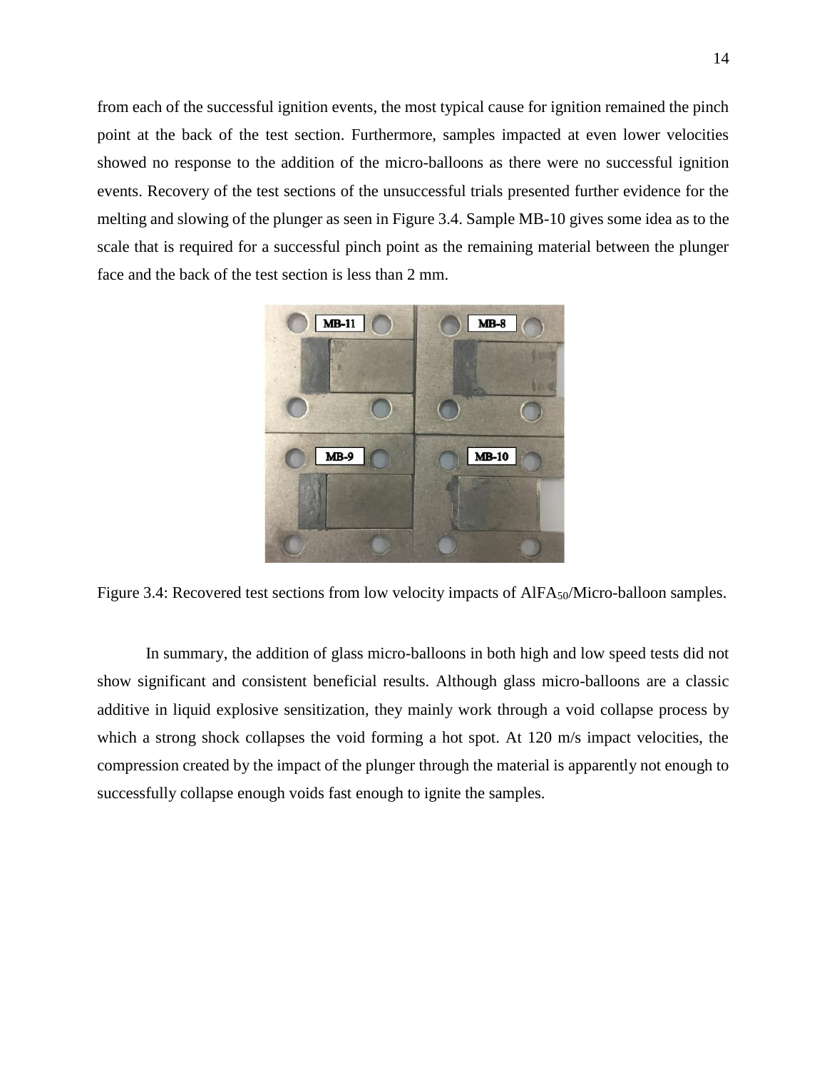from each of the successful ignition events, the most typical cause for ignition remained the pinch point at the back of the test section. Furthermore, samples impacted at even lower velocities showed no response to the addition of the micro-balloons as there were no successful ignition events. Recovery of the test sections of the unsuccessful trials presented further evidence for the melting and slowing of the plunger as seen in Figure 3.4. Sample MB-10 gives some idea as to the scale that is required for a successful pinch point as the remaining material between the plunger face and the back of the test section is less than 2 mm.

Figure 3.4: Recovered test sections from low velocity impacts of $AlFA_{50}$/Micro-balloon samples.

In summary, the addition of glass micro-balloons in both high and low speed tests did not show significant and consistent beneficial results. Although glass micro-balloons are a classic additive in liquid explosive sensitization, they mainly work through a void collapse process by which a strong shock collapses the void forming a hot spot. At 120 m/s impact velocities, the compression created by the impact of the plunger through the material is apparently not enough to successfully collapse enough voids fast enough to ignite the samples.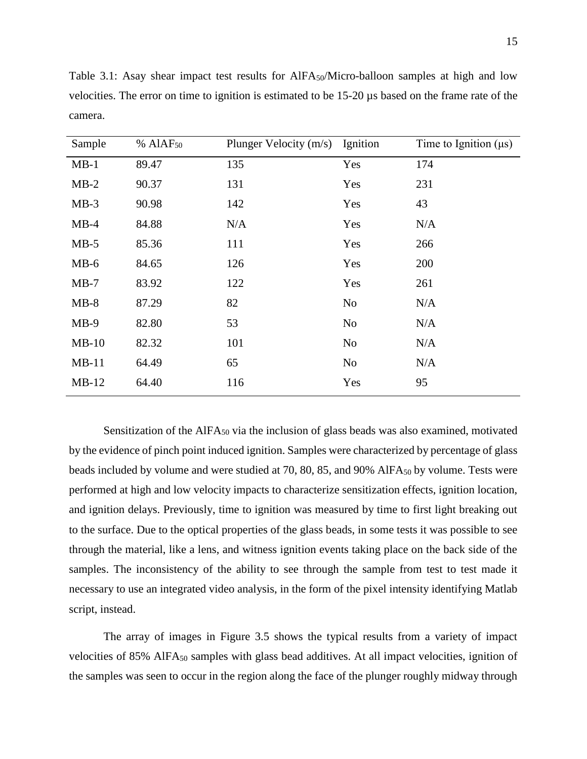Table 3.1: Asay shear impact test results for $AlFA_{50}$/Micro-balloon samples at high and low velocities. The error on time to ignition is estimated to be 15-20 µs based on the frame rate of the camera.

| Sample | % $AlAF_{50}$ | Plunger Velocity (m/s) | Ignition | Time to Ignition (µs) |
|---|---|---|---|---|
| MB-1 | 89.47 | 135 | Yes | 174 |
| MB-2 | 90.37 | 131 | Yes | 231 |
| MB-3 | 90.98 | 142 | Yes | 43 |
| MB-4 | 84.88 | N/A | Yes | N/A |
| MB-5 | 85.36 | 111 | Yes | 266 |
| MB-6 | 84.65 | 126 | Yes | 200 |
| MB-7 | 83.92 | 122 | Yes | 261 |
| MB-8 | 87.29 | 82 | No | N/A |
| MB-9 | 82.80 | 53 | No | N/A |
| MB-10 | 82.32 | 101 | No | N/A |
| MB-11 | 64.49 | 65 | No | N/A |
| MB-12 | 64.40 | 116 | Yes | 95 |

Sensitization of the $AlFA_{50}$ via the inclusion of glass beads was also examined, motivated by the evidence of pinch point induced ignition. Samples were characterized by percentage of glass beads included by volume and were studied at 70, 80, 85, and 90% $AlFA_{50}$ by volume. Tests were performed at high and low velocity impacts to characterize sensitization effects, ignition location, and ignition delays. Previously, time to ignition was measured by time to first light breaking out to the surface. Due to the optical properties of the glass beads, in some tests it was possible to see through the material, like a lens, and witness ignition events taking place on the back side of the samples. The inconsistency of the ability to see through the sample from test to test made it necessary to use an integrated video analysis, in the form of the pixel intensity identifying Matlab script, instead.

The array of images in Figure 3.5 shows the typical results from a variety of impact velocities of 85% $AlFA_{50}$ samples with glass bead additives. At all impact velocities, ignition of the samples was seen to occur in the region along the face of the plunger roughly midway through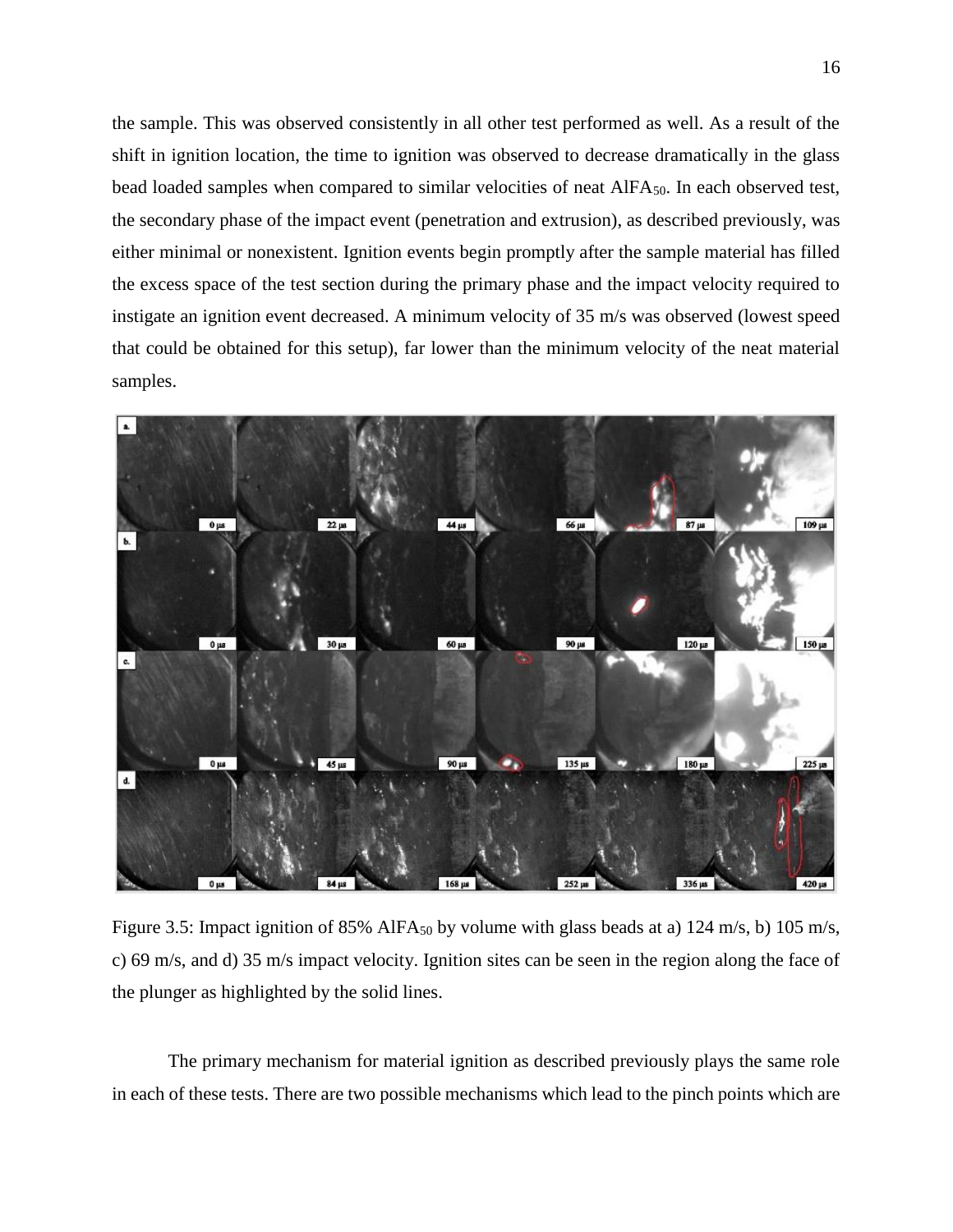the sample. This was observed consistently in all other test performed as well. As a result of the shift in ignition location, the time to ignition was observed to decrease dramatically in the glass bead loaded samples when compared to similar velocities of neat $AlFA_{50}$. In each observed test, the secondary phase of the impact event (penetration and extrusion), as described previously, was either minimal or nonexistent. Ignition events begin promptly after the sample material has filled the excess space of the test section during the primary phase and the impact velocity required to instigate an ignition event decreased. A minimum velocity of 35 m/s was observed (lowest speed that could be obtained for this setup), far lower than the minimum velocity of the neat material samples.

Figure 3.5: Impact ignition of 85% $AlFA_{50}$ by volume with glass beads at a) 124 m/s, b) 105 m/s, c) 69 m/s, and d) 35 m/s impact velocity. Ignition sites can be seen in the region along the face of the plunger as highlighted by the solid lines.

The primary mechanism for material ignition as described previously plays the same role in each of these tests. There are two possible mechanisms which lead to the pinch points which are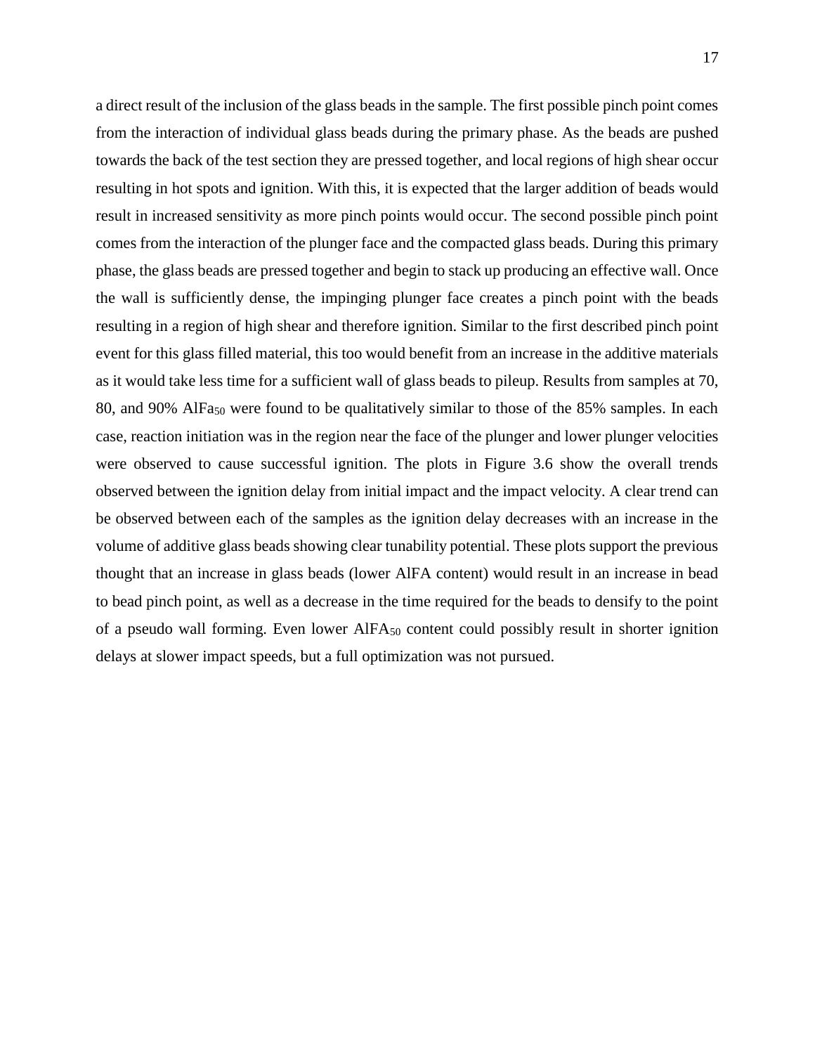a direct result of the inclusion of the glass beads in the sample. The first possible pinch point comes from the interaction of individual glass beads during the primary phase. As the beads are pushed towards the back of the test section they are pressed together, and local regions of high shear occur resulting in hot spots and ignition. With this, it is expected that the larger addition of beads would result in increased sensitivity as more pinch points would occur. The second possible pinch point comes from the interaction of the plunger face and the compacted glass beads. During this primary phase, the glass beads are pressed together and begin to stack up producing an effective wall. Once the wall is sufficiently dense, the impinging plunger face creates a pinch point with the beads resulting in a region of high shear and therefore ignition. Similar to the first described pinch point event for this glass filled material, this too would benefit from an increase in the additive materials as it would take less time for a sufficient wall of glass beads to pileup. Results from samples at 70, 80, and 90% $AlFa_{50}$ were found to be qualitatively similar to those of the 85% samples. In each case, reaction initiation was in the region near the face of the plunger and lower plunger velocities were observed to cause successful ignition. The plots in Figure 3.6 show the overall trends observed between the ignition delay from initial impact and the impact velocity. A clear trend can be observed between each of the samples as the ignition delay decreases with an increase in the volume of additive glass beads showing clear tunability potential. These plots support the previous thought that an increase in glass beads (lower AlFA content) would result in an increase in bead to bead pinch point, as well as a decrease in the time required for the beads to densify to the point of a pseudo wall forming. Even lower $AlFA_{50}$ content could possibly result in shorter ignition delays at slower impact speeds, but a full optimization was not pursued.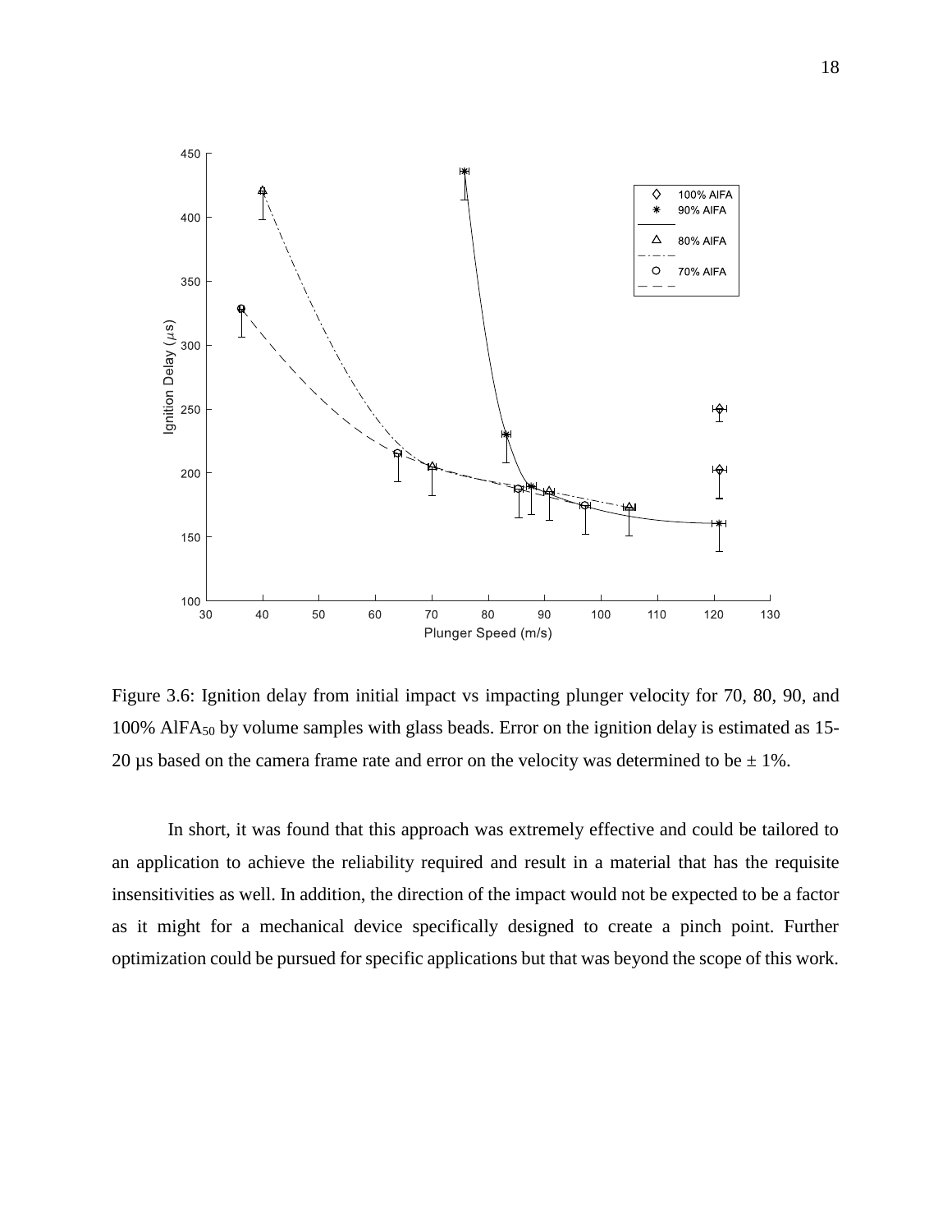Figure 3.6: Ignition delay from initial impact vs impacting plunger velocity for 70, 80, 90, and 100% $AlFA_{50}$ by volume samples with glass beads. Error on the ignition delay is estimated as 15-20 µs based on the camera frame rate and error on the velocity was determined to be ± 1%.

In short, it was found that this approach was extremely effective and could be tailored to an application to achieve the reliability required and result in a material that has the requisite insensitivities as well. In addition, the direction of the impact would not be expected to be a factor as it might for a mechanical device specifically designed to create a pinch point. Further optimization could be pursued for specific applications but that was beyond the scope of this work.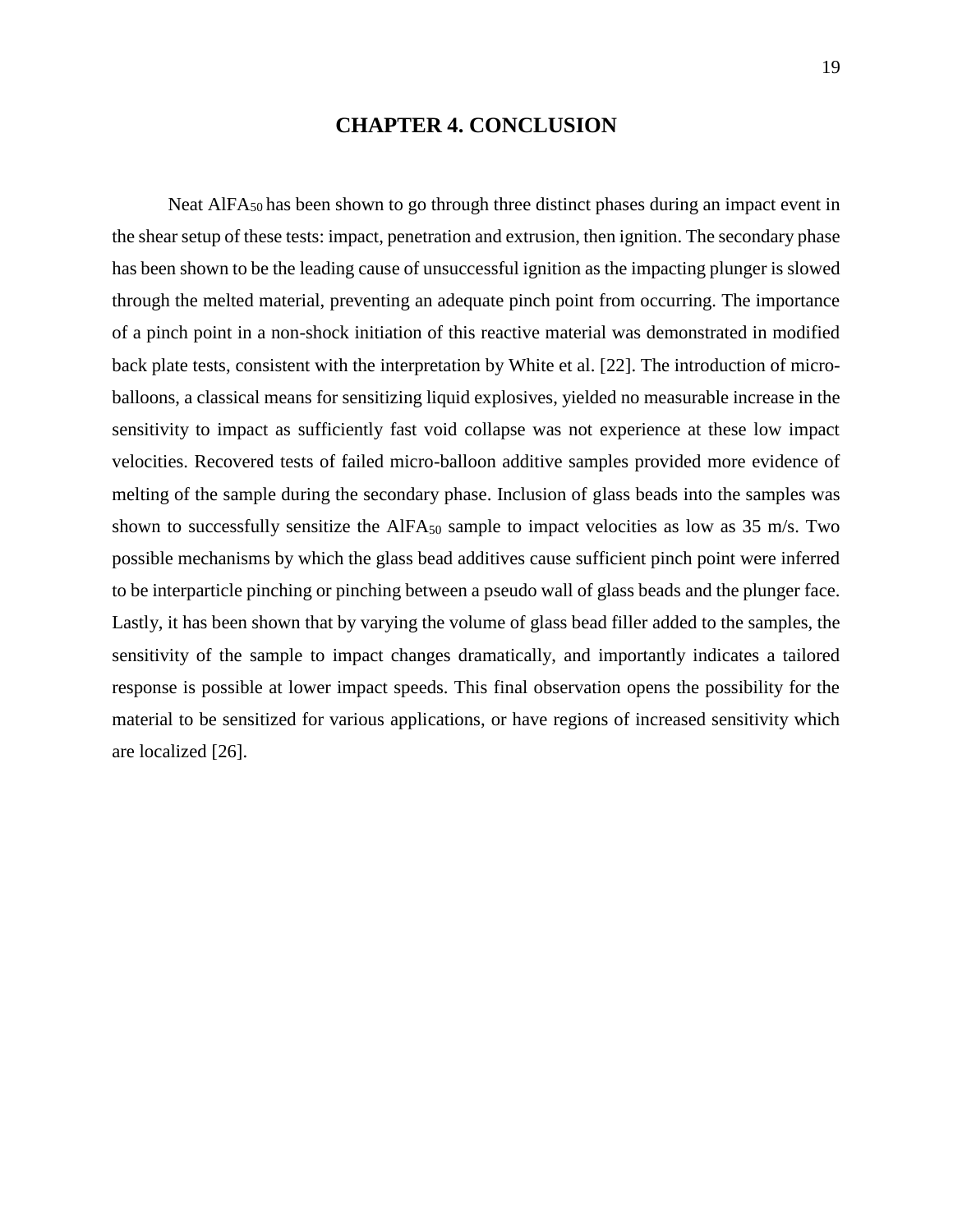# CHAPTER 4. CONCLUSION

Neat $AlFA_{50}$ has been shown to go through three distinct phases during an impact event in the shear setup of these tests: impact, penetration and extrusion, then ignition. The secondary phase has been shown to be the leading cause of unsuccessful ignition as the impacting plunger is slowed through the melted material, preventing an adequate pinch point from occurring. The importance of a pinch point in a non-shock initiation of this reactive material was demonstrated in modified back plate tests, consistent with the interpretation by White et al. [22]. The introduction of micro-balloons, a classical means for sensitizing liquid explosives, yielded no measurable increase in the sensitivity to impact as sufficiently fast void collapse was not experience at these low impact velocities. Recovered tests of failed micro-balloon additive samples provided more evidence of melting of the sample during the secondary phase. Inclusion of glass beads into the samples was shown to successfully sensitize the $AlFA_{50}$ sample to impact velocities as low as 35 m/s. Two possible mechanisms by which the glass bead additives cause sufficient pinch point were inferred to be interparticle pinching or pinching between a pseudo wall of glass beads and the plunger face. Lastly, it has been shown that by varying the volume of glass bead filler added to the samples, the sensitivity of the sample to impact changes dramatically, and importantly indicates a tailored response is possible at lower impact speeds. This final observation opens the possibility for the material to be sensitized for various applications, or have regions of increased sensitivity which are localized [26].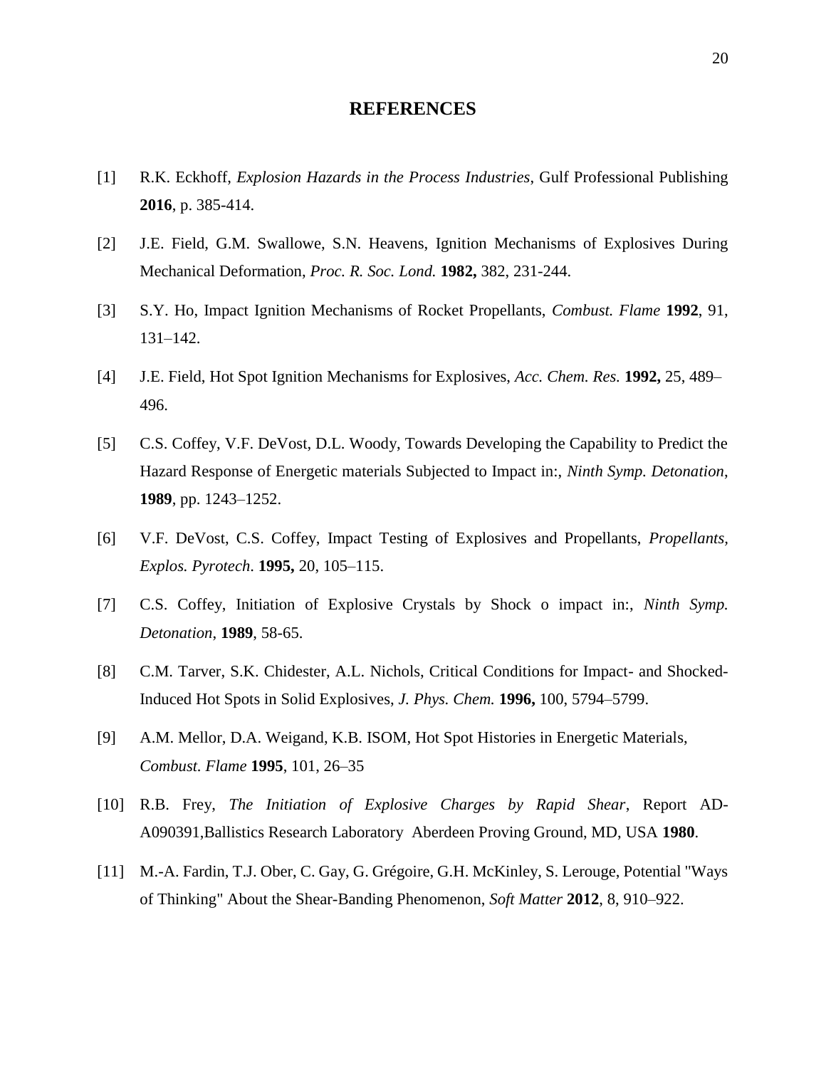# REFERENCES

[1] R.K. Eckhoff, *Explosion Hazards in the Process Industries*, Gulf Professional Publishing **2016**, p. 385-414.

[2] J.E. Field, G.M. Swallowe, S.N. Heavens, Ignition Mechanisms of Explosives During Mechanical Deformation, *Proc. R. Soc. Lond.* **1982,** 382, 231-244.

[3] S.Y. Ho, Impact Ignition Mechanisms of Rocket Propellants, *Combust. Flame* **1992**, 91, 131–142.

[4] J.E. Field, Hot Spot Ignition Mechanisms for Explosives, *Acc. Chem. Res.* **1992,** 25, 489–496.

[5] C.S. Coffey, V.F. DeVost, D.L. Woody, Towards Developing the Capability to Predict the Hazard Response of Energetic materials Subjected to Impact in:, *Ninth Symp. Detonation*, **1989**, pp. 1243–1252.

[6] V.F. DeVost, C.S. Coffey, Impact Testing of Explosives and Propellants, *Propellants, Explos. Pyrotech*. **1995,** 20, 105–115.

[7] C.S. Coffey, Initiation of Explosive Crystals by Shock o impact in:, *Ninth Symp. Detonation*, **1989**, 58-65.

[8] C.M. Tarver, S.K. Chidester, A.L. Nichols, Critical Conditions for Impact- and Shocked-Induced Hot Spots in Solid Explosives, *J. Phys. Chem.* **1996,** 100, 5794–5799.

[9] A.M. Mellor, D.A. Weigand, K.B. ISOM, Hot Spot Histories in Energetic Materials, *Combust. Flame* **1995**, 101, 26–35

[10] R.B. Frey, *The Initiation of Explosive Charges by Rapid Shear*, Report AD-A090391,Ballistics Research Laboratory Aberdeen Proving Ground, MD, USA **1980**.

[11] M.-A. Fardin, T.J. Ober, C. Gay, G. Grégoire, G.H. McKinley, S. Lerouge, Potential "Ways of Thinking" About the Shear-Banding Phenomenon, *Soft Matter* **2012**, 8, 910–922.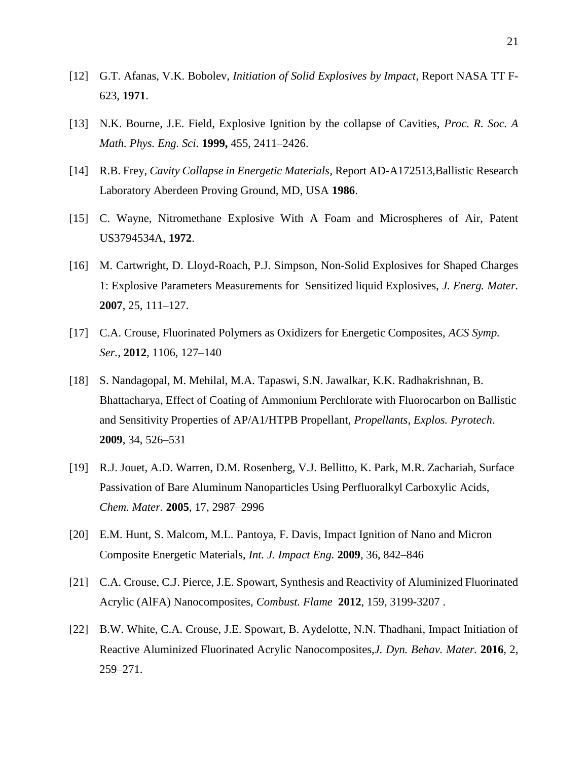[12] G.T. Afanas, V.K. Bobolev, *Initiation of Solid Explosives by Impact*, Report NASA TT F-623, **1971**.

[13] N.K. Bourne, J.E. Field, Explosive Ignition by the collapse of Cavities, *Proc. R. Soc. A Math. Phys. Eng. Sci.* **1999,** 455, 2411–2426.

[14] R.B. Frey, *Cavity Collapse in Energetic Materials*, Report AD-A172513,Ballistic Research Laboratory Aberdeen Proving Ground, MD, USA **1986**.

[15] C. Wayne, Nitromethane Explosive With A Foam and Microspheres of Air, Patent US3794534A, **1972**.

[16] M. Cartwright, D. Lloyd-Roach, P.J. Simpson, Non-Solid Explosives for Shaped Charges 1: Explosive Parameters Measurements for Sensitized liquid Explosives, *J. Energ. Mater.* **2007**, 25, 111–127.

[17] C.A. Crouse, Fluorinated Polymers as Oxidizers for Energetic Composites, *ACS Symp. Ser.,* **2012**, 1106, 127–140

[18] S. Nandagopal, M. Mehilal, M.A. Tapaswi, S.N. Jawalkar, K.K. Radhakrishnan, B. Bhattacharya, Effect of Coating of Ammonium Perchlorate with Fluorocarbon on Ballistic and Sensitivity Properties of AP/A1/HTPB Propellant, *Propellants, Explos. Pyrotech*. **2009**, 34, 526–531

[19] R.J. Jouet, A.D. Warren, D.M. Rosenberg, V.J. Bellitto, K. Park, M.R. Zachariah, Surface Passivation of Bare Aluminum Nanoparticles Using Perfluoralkyl Carboxylic Acids, *Chem. Mater.* **2005**, 17, 2987–2996

[20] E.M. Hunt, S. Malcom, M.L. Pantoya, F. Davis, Impact Ignition of Nano and Micron Composite Energetic Materials, *Int. J. Impact Eng.* **2009**, 36, 842–846

[21] C.A. Crouse, C.J. Pierce, J.E. Spowart, Synthesis and Reactivity of Aluminized Fluorinated Acrylic (AlFA) Nanocomposites, *Combust. Flame* **2012**, 159, 3199-3207 .

[22] B.W. White, C.A. Crouse, J.E. Spowart, B. Aydelotte, N.N. Thadhani, Impact Initiation of Reactive Aluminized Fluorinated Acrylic Nanocomposites,*J. Dyn. Behav. Mater.* **2016**, 2, 259–271.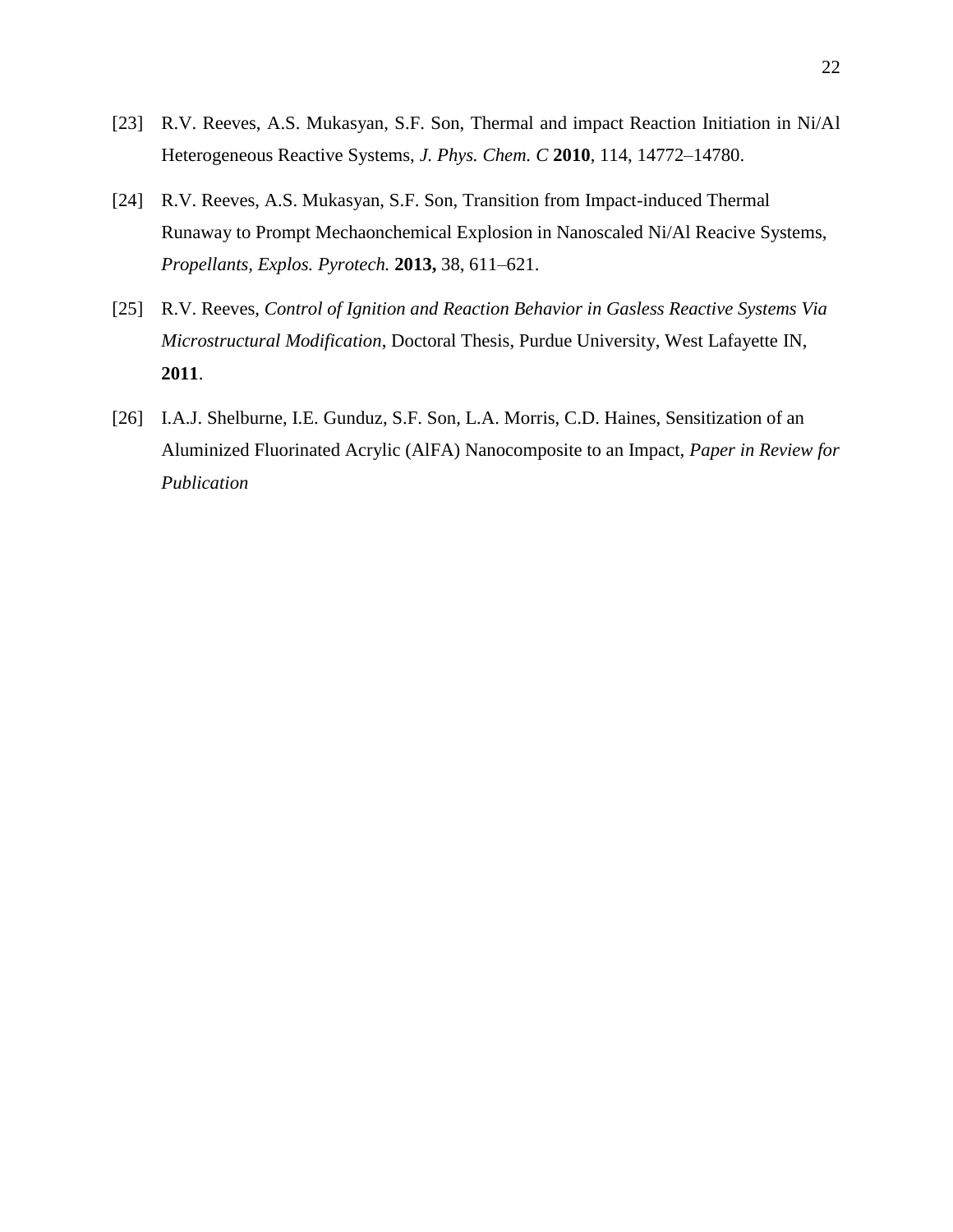[23] R.V. Reeves, A.S. Mukasyan, S.F. Son, Thermal and impact Reaction Initiation in Ni/Al Heterogeneous Reactive Systems, *J. Phys. Chem. C* **2010**, 114, 14772–14780.

[24] R.V. Reeves, A.S. Mukasyan, S.F. Son, Transition from Impact-induced Thermal Runaway to Prompt Mechaonchemical Explosion in Nanoscaled Ni/Al Reacive Systems, *Propellants, Explos. Pyrotech.* **2013,** 38, 611–621.

[25] R.V. Reeves, *Control of Ignition and Reaction Behavior in Gasless Reactive Systems Via Microstructural Modification*, Doctoral Thesis, Purdue University, West Lafayette IN, **2011**.

[26] I.A.J. Shelburne, I.E. Gunduz, S.F. Son, L.A. Morris, C.D. Haines, Sensitization of an Aluminized Fluorinated Acrylic (AlFA) Nanocomposite to an Impact, *Paper in Review for Publication*